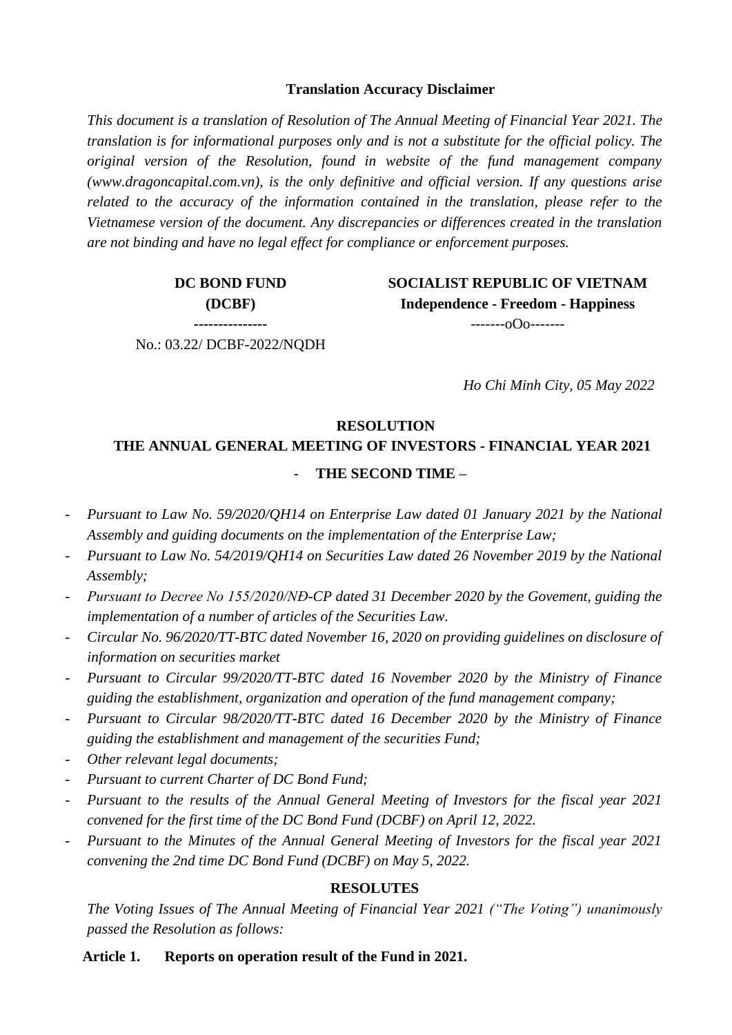**Translation Accuracy Disclaimer**

*This document is a translation of Resolution of The Annual Meeting of Financial Year 2021. The translation is for informational purposes only and is not a substitute for the official policy. The original version of the Resolution, found in website of the fund management company (www.dragoncapital.com.vn), is the only definitive and official version. If any questions arise related to the accuracy of the information contained in the translation, please refer to the Vietnamese version of the document. Any discrepancies or differences created in the translation are not binding and have no legal effect for compliance or enforcement purposes.*

| **DC BOND FUND (DCBF)** --------------- | **SOCIALIST REPUBLIC OF VIETNAM Independence - Freedom - Happiness** -------oOo------- |
|---|---|
| No.: 03.22/ DCBF-2022/NQDH | |

*Ho Chi Minh City, 05 May 2022*

**RESOLUTION**
**THE ANNUAL GENERAL MEETING OF INVESTORS - FINANCIAL YEAR 2021**
**- THE SECOND TIME –**

- *Pursuant to Law No. 59/2020/QH14 on Enterprise Law dated 01 January 2021 by the National Assembly and guiding documents on the implementation of the Enterprise Law;*
- *Pursuant to Law No. 54/2019/QH14 on Securities Law dated 26 November 2019 by the National Assembly;*
- *Pursuant to Decree No 155/2020/NĐ-CP dated 31 December 2020 by the Govement, guiding the implementation of a number of articles of the Securities Law.*
- *Circular No. 96/2020/TT-BTC dated November 16, 2020 on providing guidelines on disclosure of information on securities market*
- *Pursuant to Circular 99/2020/TT-BTC dated 16 November 2020 by the Ministry of Finance guiding the establishment, organization and operation of the fund management company;*
- *Pursuant to Circular 98/2020/TT-BTC dated 16 December 2020 by the Ministry of Finance guiding the establishment and management of the securities Fund;*
- *Other relevant legal documents;*
- *Pursuant to current Charter of DC Bond Fund;*
- *Pursuant to the results of the Annual General Meeting of Investors for the fiscal year 2021 convened for the first time of the DC Bond Fund (DCBF) on April 12, 2022.*
- *Pursuant to the Minutes of the Annual General Meeting of Investors for the fiscal year 2021 convening the 2nd time DC Bond Fund (DCBF) on May 5, 2022.*

**RESOLUTES**

*The Voting Issues of The Annual Meeting of Financial Year 2021 ("The Voting") unanimously passed the Resolution as follows:*

**Article 1. Reports on operation result of the Fund in 2021.**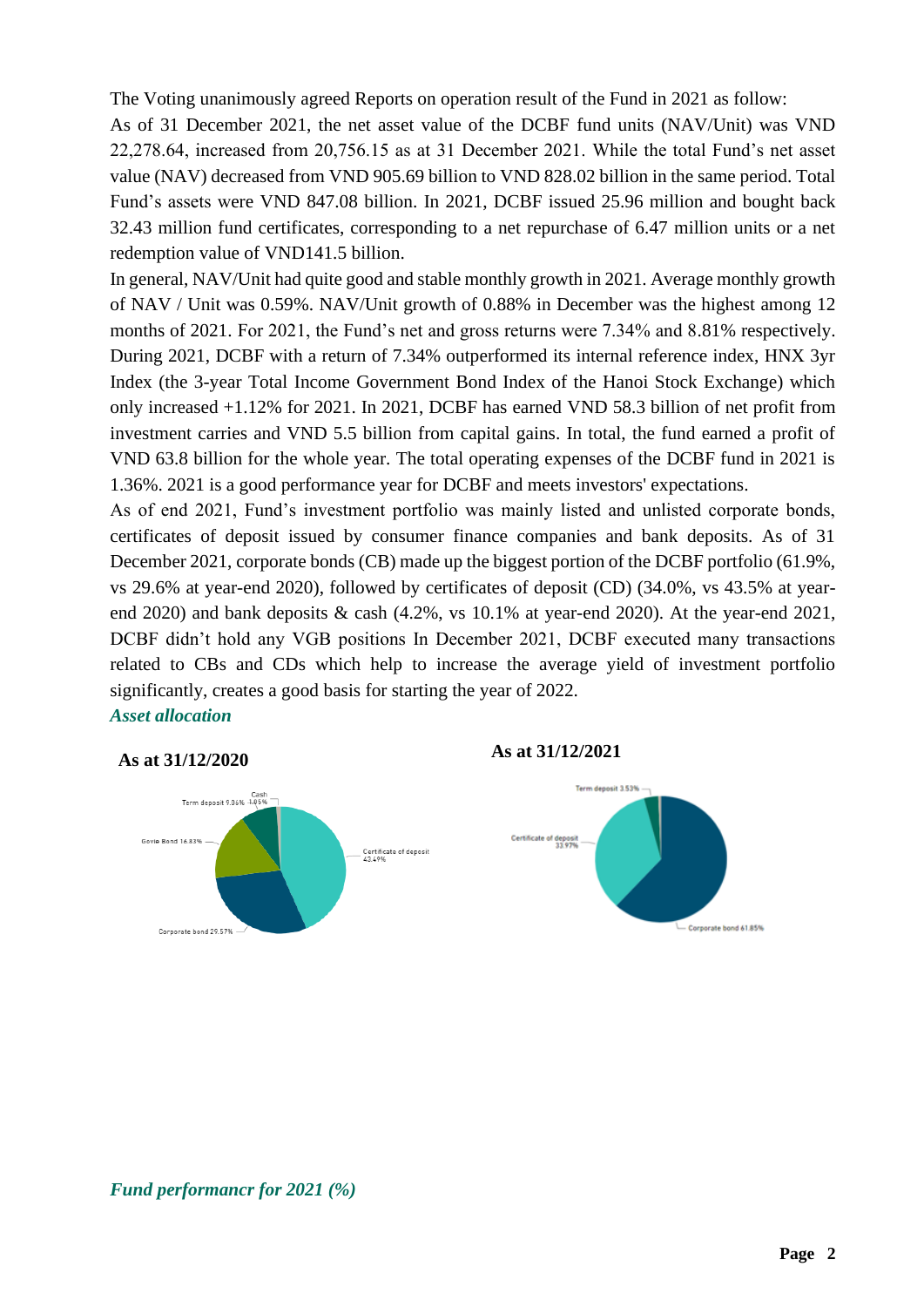The Voting unanimously agreed Reports on operation result of the Fund in 2021 as follow:

As of 31 December 2021, the net asset value of the DCBF fund units (NAV/Unit) was VND 22,278.64, increased from 20,756.15 as at 31 December 2021. While the total Fund's net asset value (NAV) decreased from VND 905.69 billion to VND 828.02 billion in the same period. Total Fund's assets were VND 847.08 billion. In 2021, DCBF issued 25.96 million and bought back 32.43 million fund certificates, corresponding to a net repurchase of 6.47 million units or a net redemption value of VND141.5 billion.

In general, NAV/Unit had quite good and stable monthly growth in 2021. Average monthly growth of NAV / Unit was 0.59%. NAV/Unit growth of 0.88% in December was the highest among 12 months of 2021. For 2021, the Fund's net and gross returns were 7.34% and 8.81% respectively. During 2021, DCBF with a return of 7.34% outperformed its internal reference index, HNX 3yr Index (the 3-year Total Income Government Bond Index of the Hanoi Stock Exchange) which only increased +1.12% for 2021. In 2021, DCBF has earned VND 58.3 billion of net profit from investment carries and VND 5.5 billion from capital gains. In total, the fund earned a profit of VND 63.8 billion for the whole year. The total operating expenses of the DCBF fund in 2021 is 1.36%. 2021 is a good performance year for DCBF and meets investors' expectations.

As of end 2021, Fund's investment portfolio was mainly listed and unlisted corporate bonds, certificates of deposit issued by consumer finance companies and bank deposits. As of 31 December 2021, corporate bonds (CB) made up the biggest portion of the DCBF portfolio (61.9%, vs 29.6% at year-end 2020), followed by certificates of deposit (CD) (34.0%, vs 43.5% at year-end 2020) and bank deposits & cash (4.2%, vs 10.1% at year-end 2020). At the year-end 2021, DCBF didn't hold any VGB positions In December 2021, DCBF executed many transactions related to CBs and CDs which help to increase the average yield of investment portfolio significantly, creates a good basis for starting the year of 2022.

***Asset allocation***

**As at 31/12/2020**

Cash 1.05%
Term deposit 9.06%
Govie Bond 16.83%
Certificate of deposit 43.49%
Corporate bond 29.57%

**As at 31/12/2021**

Term deposit 3.53%
Certificate of deposit 33.97%
Corporate bond 61.85%

***Fund performancr for 2021 (%)***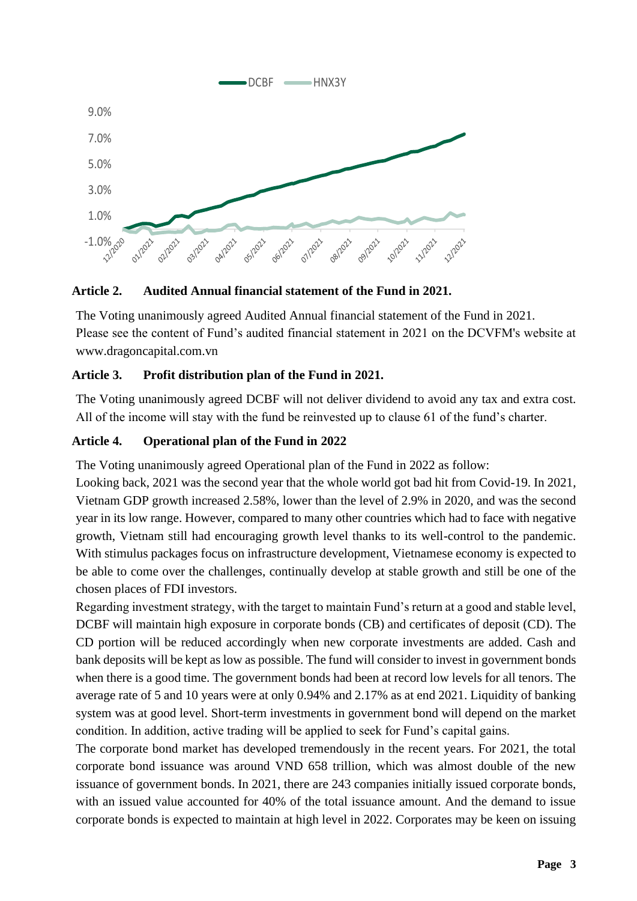## Article 2. Audited Annual financial statement of the Fund in 2021.

The Voting unanimously agreed Audited Annual financial statement of the Fund in 2021.
Please see the content of Fund's audited financial statement in 2021 on the DCVFM's website at www.dragoncapital.com.vn

## Article 3. Profit distribution plan of the Fund in 2021.

The Voting unanimously agreed DCBF will not deliver dividend to avoid any tax and extra cost. All of the income will stay with the fund be reinvested up to clause 61 of the fund's charter.

## Article 4. Operational plan of the Fund in 2022

The Voting unanimously agreed Operational plan of the Fund in 2022 as follow:
Looking back, 2021 was the second year that the whole world got bad hit from Covid-19. In 2021, Vietnam GDP growth increased 2.58%, lower than the level of 2.9% in 2020, and was the second year in its low range. However, compared to many other countries which had to face with negative growth, Vietnam still had encouraging growth level thanks to its well-control to the pandemic. With stimulus packages focus on infrastructure development, Vietnamese economy is expected to be able to come over the challenges, continually develop at stable growth and still be one of the chosen places of FDI investors.
Regarding investment strategy, with the target to maintain Fund's return at a good and stable level, DCBF will maintain high exposure in corporate bonds (CB) and certificates of deposit (CD). The CD portion will be reduced accordingly when new corporate investments are added. Cash and bank deposits will be kept as low as possible. The fund will consider to invest in government bonds when there is a good time. The government bonds had been at record low levels for all tenors. The average rate of 5 and 10 years were at only 0.94% and 2.17% as at end 2021. Liquidity of banking system was at good level. Short-term investments in government bond will depend on the market condition. In addition, active trading will be applied to seek for Fund's capital gains.
The corporate bond market has developed tremendously in the recent years. For 2021, the total corporate bond issuance was around VND 658 trillion, which was almost double of the new issuance of government bonds. In 2021, there are 243 companies initially issued corporate bonds, with an issued value accounted for 40% of the total issuance amount. And the demand to issue corporate bonds is expected to maintain at high level in 2022. Corporates may be keen on issuing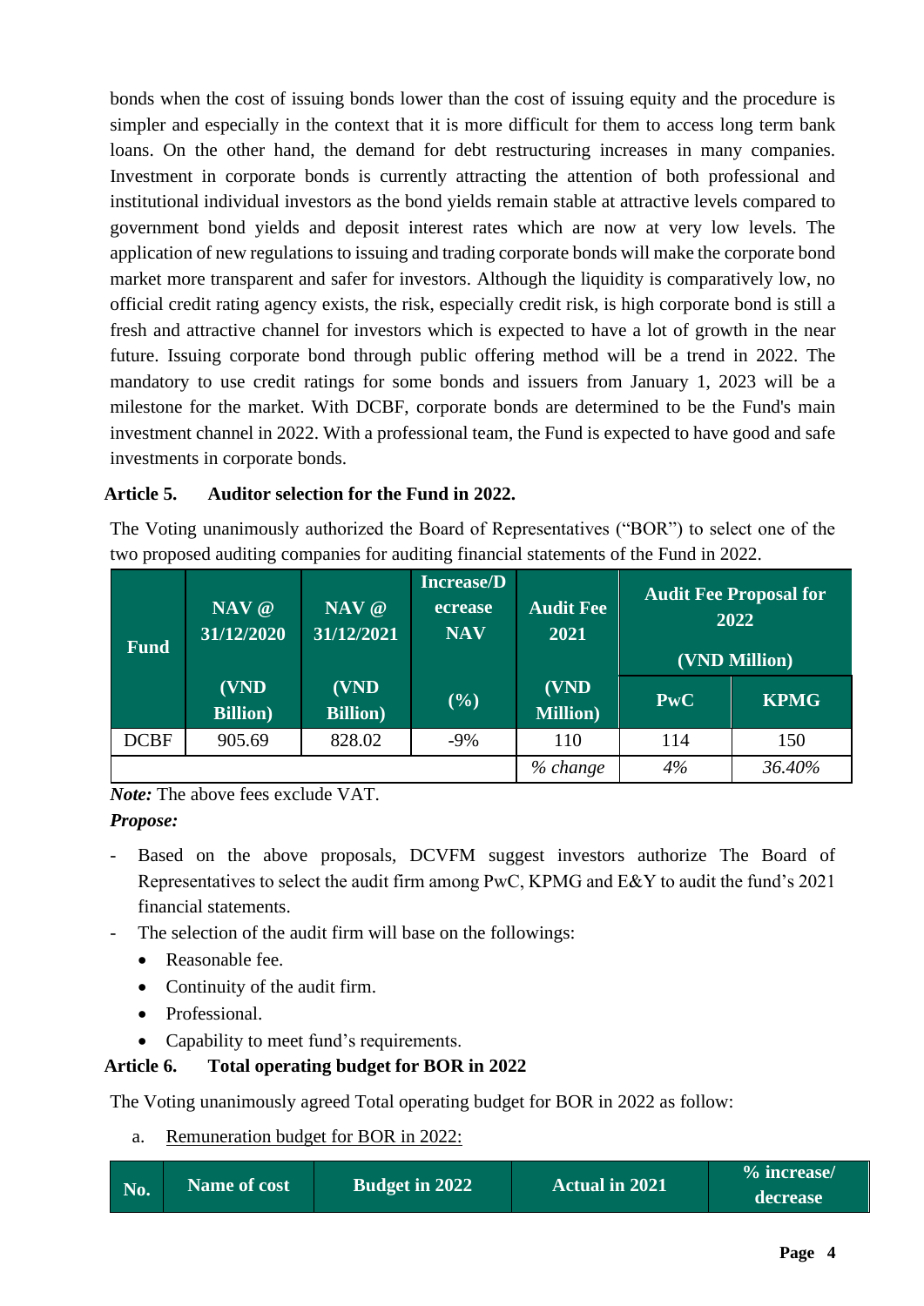bonds when the cost of issuing bonds lower than the cost of issuing equity and the procedure is simpler and especially in the context that it is more difficult for them to access long term bank loans. On the other hand, the demand for debt restructuring increases in many companies. Investment in corporate bonds is currently attracting the attention of both professional and institutional individual investors as the bond yields remain stable at attractive levels compared to government bond yields and deposit interest rates which are now at very low levels. The application of new regulations to issuing and trading corporate bonds will make the corporate bond market more transparent and safer for investors. Although the liquidity is comparatively low, no official credit rating agency exists, the risk, especially credit risk, is high corporate bond is still a fresh and attractive channel for investors which is expected to have a lot of growth in the near future. Issuing corporate bond through public offering method will be a trend in 2022. The mandatory to use credit ratings for some bonds and issuers from January 1, 2023 will be a milestone for the market. With DCBF, corporate bonds are determined to be the Fund's main investment channel in 2022. With a professional team, the Fund is expected to have good and safe investments in corporate bonds.

**Article 5. Auditor selection for the Fund in 2022.**

The Voting unanimously authorized the Board of Representatives ("BOR") to select one of the two proposed auditing companies for auditing financial statements of the Fund in 2022.

| Fund | NAV @ 31/12/2020 (VND Billion) | NAV @ 31/12/2021 (VND Billion) | Increase/Decrease NAV (%) | Audit Fee 2021 (VND Million) | Audit Fee Proposal for 2022 (VND Million) | |
|---|---|---|---|---|---|---|
| | | | | | PwC | KPMG |
| DCBF | 905.69 | 828.02 | -9% | 110 | 114 | 150 |
| | | | | *% change* | *4%* | *36.40%* |

***Note:*** The above fees exclude VAT.

***Propose:***

- Based on the above proposals, DCVFM suggest investors authorize The Board of Representatives to select the audit firm among PwC, KPMG and E&Y to audit the fund's 2021 financial statements.
- The selection of the audit firm will base on the followings:
  - Reasonable fee.
  - Continuity of the audit firm.
  - Professional.
  - Capability to meet fund's requirements.

**Article 6. Total operating budget for BOR in 2022**

The Voting unanimously agreed Total operating budget for BOR in 2022 as follow:

a. <u>Remuneration budget for BOR in 2022:</u>

| No. | Name of cost | Budget in 2022 | Actual in 2021 | % increase/ decrease |
|---|---|---|---|---|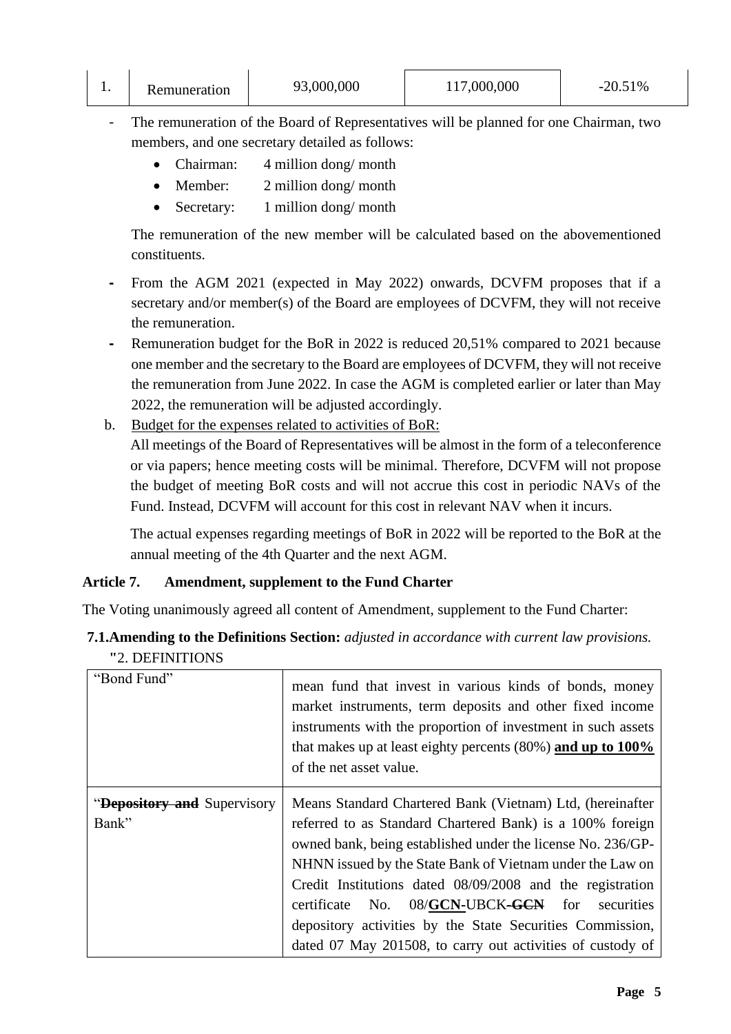| 1. | Remuneration | 93,000,000 | 117,000,000 | -20.51% |
|---|---|---|---|---|

- The remuneration of the Board of Representatives will be planned for one Chairman, two members, and one secretary detailed as follows:
  - Chairman: 4 million dong/ month
  - Member: 2 million dong/ month
  - Secretary: 1 million dong/ month

  The remuneration of the new member will be calculated based on the abovementioned constituents.

- From the AGM 2021 (expected in May 2022) onwards, DCVFM proposes that if a secretary and/or member(s) of the Board are employees of DCVFM, they will not receive the remuneration.
- Remuneration budget for the BoR in 2022 is reduced 20,51% compared to 2021 because one member and the secretary to the Board are employees of DCVFM, they will not receive the remuneration from June 2022. In case the AGM is completed earlier or later than May 2022, the remuneration will be adjusted accordingly.

b. Budget for the expenses related to activities of BoR:

All meetings of the Board of Representatives will be almost in the form of a teleconference or via papers; hence meeting costs will be minimal. Therefore, DCVFM will not propose the budget of meeting BoR costs and will not accrue this cost in periodic NAVs of the Fund. Instead, DCVFM will account for this cost in relevant NAV when it incurs.

The actual expenses regarding meetings of BoR in 2022 will be reported to the BoR at the annual meeting of the 4th Quarter and the next AGM.

### Article 7. Amendment, supplement to the Fund Charter

The Voting unanimously agreed all content of Amendment, supplement to the Fund Charter:

**7.1. Amending to the Definitions Section:** *adjusted in accordance with current law provisions.*

"2. DEFINITIONS

| | |
|---|---|
| "Bond Fund" | mean fund that invest in various kinds of bonds, money market instruments, term deposits and other fixed income instruments with the proportion of investment in such assets that makes up at least eighty percents (80%) **and up to 100%** of the net asset value. |
| "~~**Depository and**~~ Supervisory Bank" | Means Standard Chartered Bank (Vietnam) Ltd, (hereinafter referred to as Standard Chartered Bank) is a 100% foreign owned bank, being established under the license No. 236/GP-NHNN issued by the State Bank of Vietnam under the Law on Credit Institutions dated 08/09/2008 and the registration certificate No. 08/**GCN**-UBCK~~-**GCN**~~ for securities depository activities by the State Securities Commission, dated 07 May 201508, to carry out activities of custody of |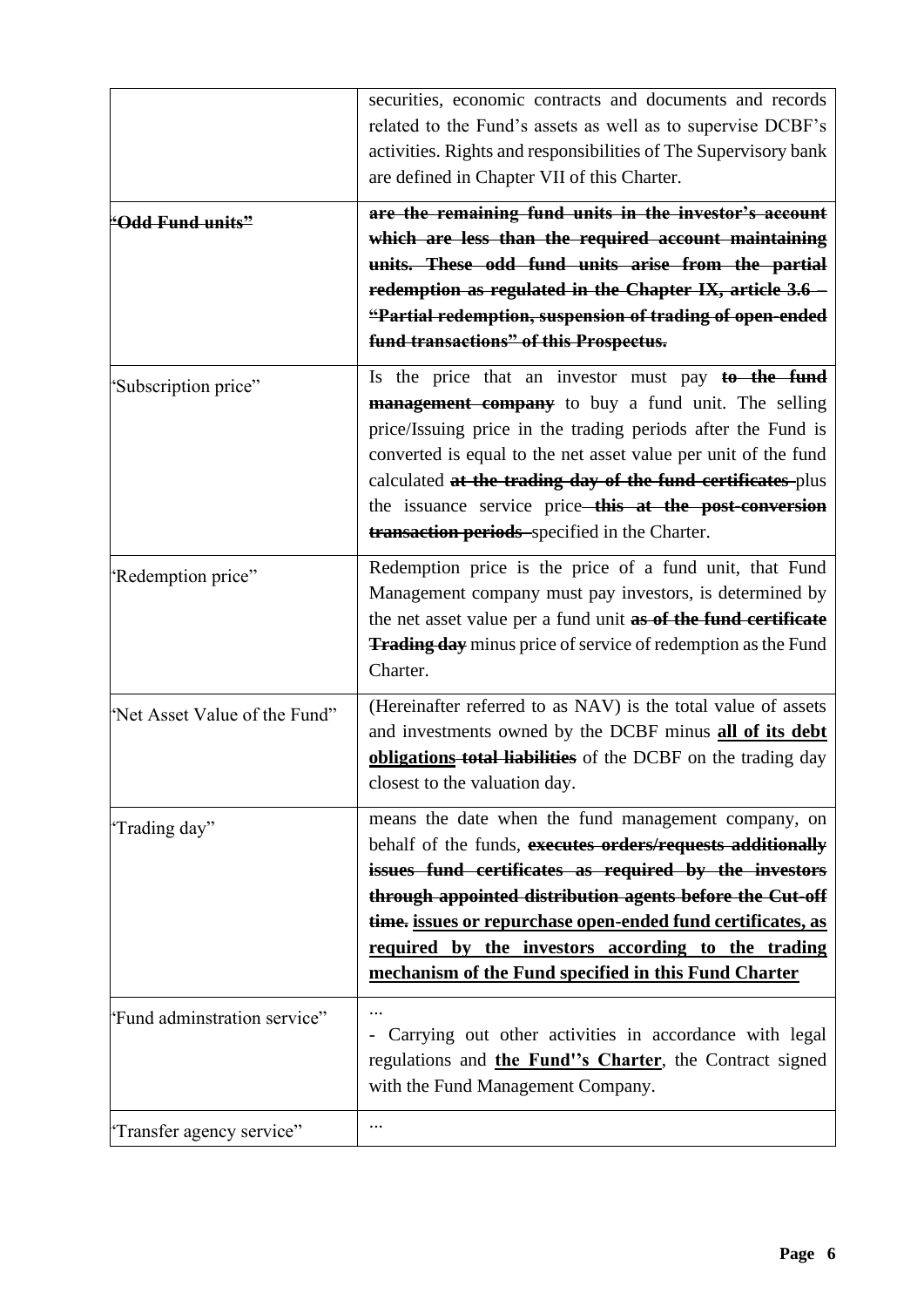| | |
|---|---|
| | securities, economic contracts and documents and records related to the Fund's assets as well as to supervise DCBF's activities. Rights and responsibilities of The Supervisory bank are defined in Chapter VII of this Charter. |
| ~~"Odd Fund units"~~ | ~~**are the remaining fund units in the investor's account which are less than the required account maintaining units. These odd fund units arise from the partial redemption as regulated in the Chapter IX, article 3.6 – "Partial redemption, suspension of trading of open-ended fund transactions" of this Prospectus.**~~ |
| 'Subscription price" | Is the price that an investor must pay ~~**to the fund management company**~~ to buy a fund unit. The selling price/Issuing price in the trading periods after the Fund is converted is equal to the net asset value per unit of the fund calculated ~~**at the trading day of the fund certificates**~~ plus the issuance service price ~~**this at the post-conversion transaction periods**~~ specified in the Charter. |
| 'Redemption price" | Redemption price is the price of a fund unit, that Fund Management company must pay investors, is determined by the net asset value per a fund unit ~~**as of the fund certificate Trading day**~~ minus price of service of redemption as the Fund Charter. |
| 'Net Asset Value of the Fund" | (Hereinafter referred to as NAV) is the total value of assets and investments owned by the DCBF minus <u>**all of its debt obligations**</u> ~~**total liabilities**~~ of the DCBF on the trading day closest to the valuation day. |
| 'Trading day" | means the date when the fund management company, on behalf of the funds, ~~**executes orders/requests additionally issues fund certificates as required by the investors through appointed distribution agents before the Cut-off time.**~~ <u>**issues or repurchase open-ended fund certificates, as required by the investors according to the trading mechanism of the Fund specified in this Fund Charter**</u> |
| 'Fund adminstration service" | ...<br>- Carrying out other activities in accordance with legal regulations and <u>**the Fund''s Charter**</u>, the Contract signed with the Fund Management Company. |
| 'Transfer agency service" | ... |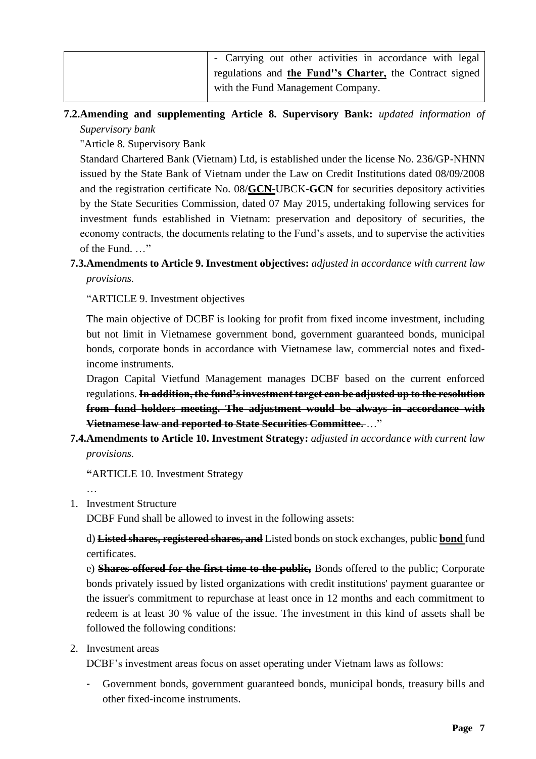| | - Carrying out other activities in accordance with legal regulations and **<u>the Fund''s Charter,</u>** the Contract signed with the Fund Management Company. |
|---|---|

**7.2. Amending and supplementing Article 8. Supervisory Bank:** *updated information of Supervisory bank*

"Article 8. Supervisory Bank

Standard Chartered Bank (Vietnam) Ltd, is established under the license No. 236/GP-NHNN issued by the State Bank of Vietnam under the Law on Credit Institutions dated 08/09/2008 and the registration certificate No. 08/**<u>GCN-</u>**UBCK~~-GCN~~ for securities depository activities by the State Securities Commission, dated 07 May 2015, undertaking following services for investment funds established in Vietnam: preservation and depository of securities, the economy contracts, the documents relating to the Fund's assets, and to supervise the activities of the Fund. …"

**7.3. Amendments to Article 9. Investment objectives:** *adjusted in accordance with current law provisions.*

"ARTICLE 9. Investment objectives

The main objective of DCBF is looking for profit from fixed income investment, including but not limit in Vietnamese government bond, government guaranteed bonds, municipal bonds, corporate bonds in accordance with Vietnamese law, commercial notes and fixed-income instruments.

Dragon Capital Vietfund Management manages DCBF based on the current enforced regulations. ~~**In addition, the fund's investment target can be adjusted up to the resolution from fund holders meeting. The adjustment would be always in accordance with Vietnamese law and reported to State Securities Committee.**~~ …"

**7.4. Amendments to Article 10. Investment Strategy:** *adjusted in accordance with current law provisions.*

**"**ARTICLE 10. Investment Strategy

…

1. Investment Structure

   DCBF Fund shall be allowed to invest in the following assets:

   d) ~~**Listed shares, registered shares, and**~~ Listed bonds on stock exchanges, public **<u>bond</u>** fund certificates.

   e) ~~**Shares offered for the first time to the public,**~~ Bonds offered to the public; Corporate bonds privately issued by listed organizations with credit institutions' payment guarantee or the issuer's commitment to repurchase at least once in 12 months and each commitment to redeem is at least 30 % value of the issue. The investment in this kind of assets shall be followed the following conditions:

2. Investment areas

   DCBF's investment areas focus on asset operating under Vietnam laws as follows:

   - Government bonds, government guaranteed bonds, municipal bonds, treasury bills and other fixed-income instruments.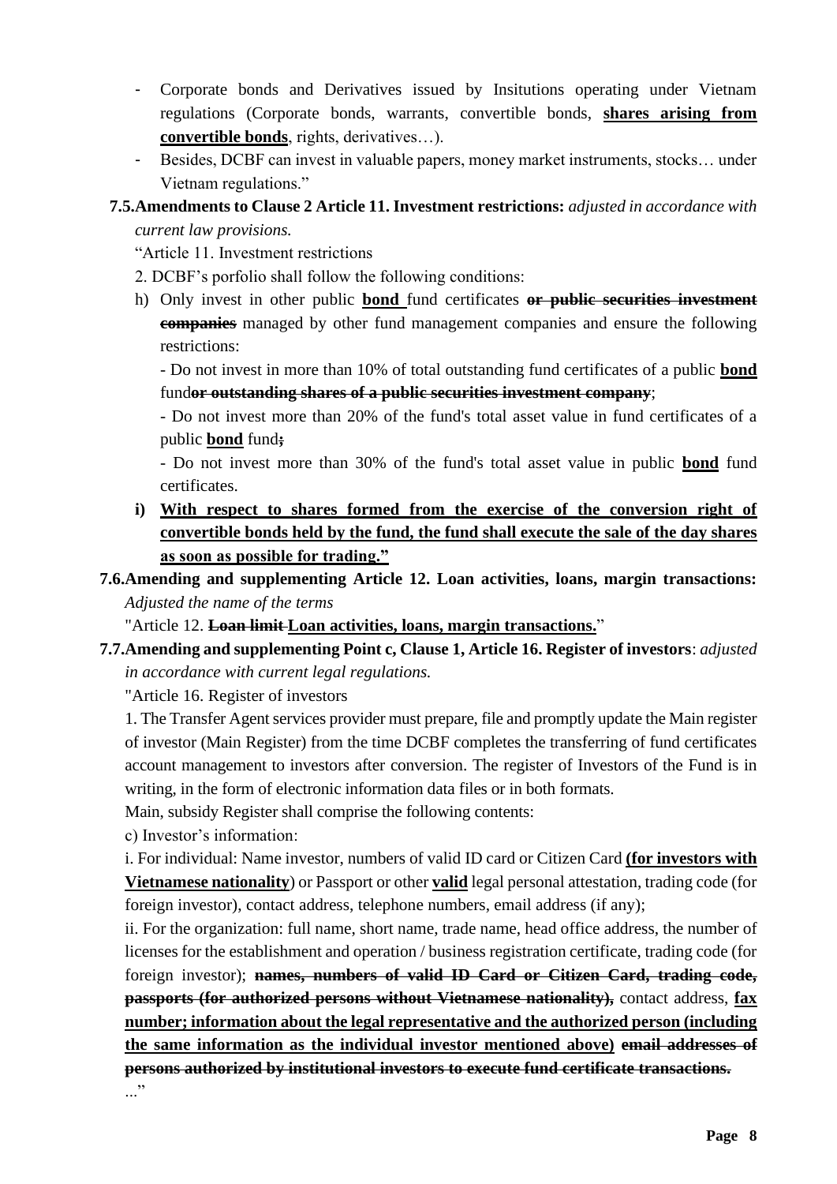- Corporate bonds and Derivatives issued by Insitutions operating under Vietnam regulations (Corporate bonds, warrants, convertible bonds, **<u>shares arising from convertible bonds</u>**, rights, derivatives…).
- Besides, DCBF can invest in valuable papers, money market instruments, stocks… under Vietnam regulations."

**7.5. Amendments to Clause 2 Article 11. Investment restrictions:** *adjusted in accordance with current law provisions.*

"Article 11. Investment restrictions

2. DCBF's porfolio shall follow the following conditions:

h) Only invest in other public **<u>bond</u>** fund certificates ~~**or public securities investment companies**~~ managed by other fund management companies and ensure the following restrictions:

- Do not invest in more than 10% of total outstanding fund certificates of a public **<u>bond</u>** fund~~**or outstanding shares of a public securities investment company**~~;

- Do not invest more than 20% of the fund's total asset value in fund certificates of a public **<u>bond</u>** fund~~**;**~~

- Do not invest more than 30% of the fund's total asset value in public **<u>bond</u>** fund certificates.

**<u>i) With respect to shares formed from the exercise of the conversion right of convertible bonds held by the fund, the fund shall execute the sale of the day shares as soon as possible for trading."</u>**

**7.6. Amending and supplementing Article 12. Loan activities, loans, margin transactions:** *Adjusted the name of the terms*

"Article 12. ~~**Loan limit**~~ **<u>Loan activities, loans, margin transactions.</u>**"

**7.7. Amending and supplementing Point c, Clause 1, Article 16. Register of investors**: *adjusted in accordance with current legal regulations.*

"Article 16. Register of investors

1. The Transfer Agent services provider must prepare, file and promptly update the Main register of investor (Main Register) from the time DCBF completes the transferring of fund certificates account management to investors after conversion. The register of Investors of the Fund is in writing, in the form of electronic information data files or in both formats.

Main, subsidy Register shall comprise the following contents:

c) Investor's information:

i. For individual: Name investor, numbers of valid ID card or Citizen Card **<u>(for investors with Vietnamese nationality</u>**) or Passport or other **<u>valid</u>** legal personal attestation, trading code (for foreign investor), contact address, telephone numbers, email address (if any);

ii. For the organization: full name, short name, trade name, head office address, the number of licenses for the establishment and operation / business registration certificate, trading code (for foreign investor); ~~**names, numbers of valid ID Card or Citizen Card, trading code, passports (for authorized persons without Vietnamese nationality),**~~ contact address, **<u>fax number; information about the legal representative and the authorized person (including the same information as the individual investor mentioned above)</u>** ~~**email addresses of persons authorized by institutional investors to execute fund certificate transactions.**~~

..."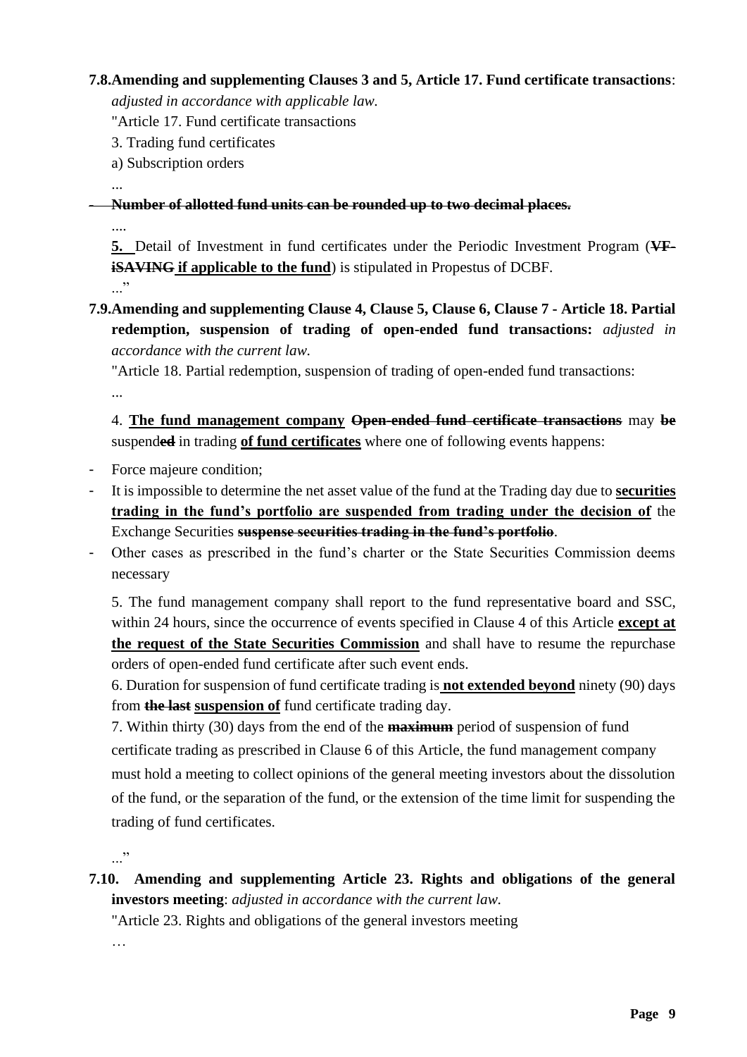**7.8.Amending and supplementing Clauses 3 and 5, Article 17. Fund certificate transactions**: *adjusted in accordance with applicable law.*

"Article 17. Fund certificate transactions

3. Trading fund certificates

a) Subscription orders

...

- ~~**Number of allotted fund units can be rounded up to two decimal places.**~~

....

**<u>5.</u>** Detail of Investment in fund certificates under the Periodic Investment Program (~~**VF-iSAVING**~~ **<u>if applicable to the fund</u>**) is stipulated in Propestus of DCBF.

..."

**7.9.Amending and supplementing Clause 4, Clause 5, Clause 6, Clause 7 - Article 18. Partial redemption, suspension of trading of open-ended fund transactions:** *adjusted in accordance with the current law.*

"Article 18. Partial redemption, suspension of trading of open-ended fund transactions:

...

4. **<u>The fund management company</u>** ~~**Open-ended fund certificate transactions**~~ may ~~**be**~~ suspend~~**ed**~~ in trading **<u>of fund certificates</u>** where one of following events happens:

- Force majeure condition;
- It is impossible to determine the net asset value of the fund at the Trading day due to **<u>securities trading in the fund's portfolio are suspended from trading under the decision of</u>** the Exchange Securities ~~**suspense securities trading in the fund's portfolio**~~.
- Other cases as prescribed in the fund's charter or the State Securities Commission deems necessary

5. The fund management company shall report to the fund representative board and SSC, within 24 hours, since the occurrence of events specified in Clause 4 of this Article **<u>except at the request of the State Securities Commission</u>** and shall have to resume the repurchase orders of open-ended fund certificate after such event ends.

6. Duration for suspension of fund certificate trading is **<u>not extended beyond</u>** ninety (90) days from ~~**the last**~~ **<u>suspension of</u>** fund certificate trading day.

7. Within thirty (30) days from the end of the ~~**maximum**~~ period of suspension of fund certificate trading as prescribed in Clause 6 of this Article, the fund management company must hold a meeting to collect opinions of the general meeting investors about the dissolution of the fund, or the separation of the fund, or the extension of the time limit for suspending the trading of fund certificates.

..."

**7.10. Amending and supplementing Article 23. Rights and obligations of the general investors meeting**: *adjusted in accordance with the current law.*

"Article 23. Rights and obligations of the general investors meeting

…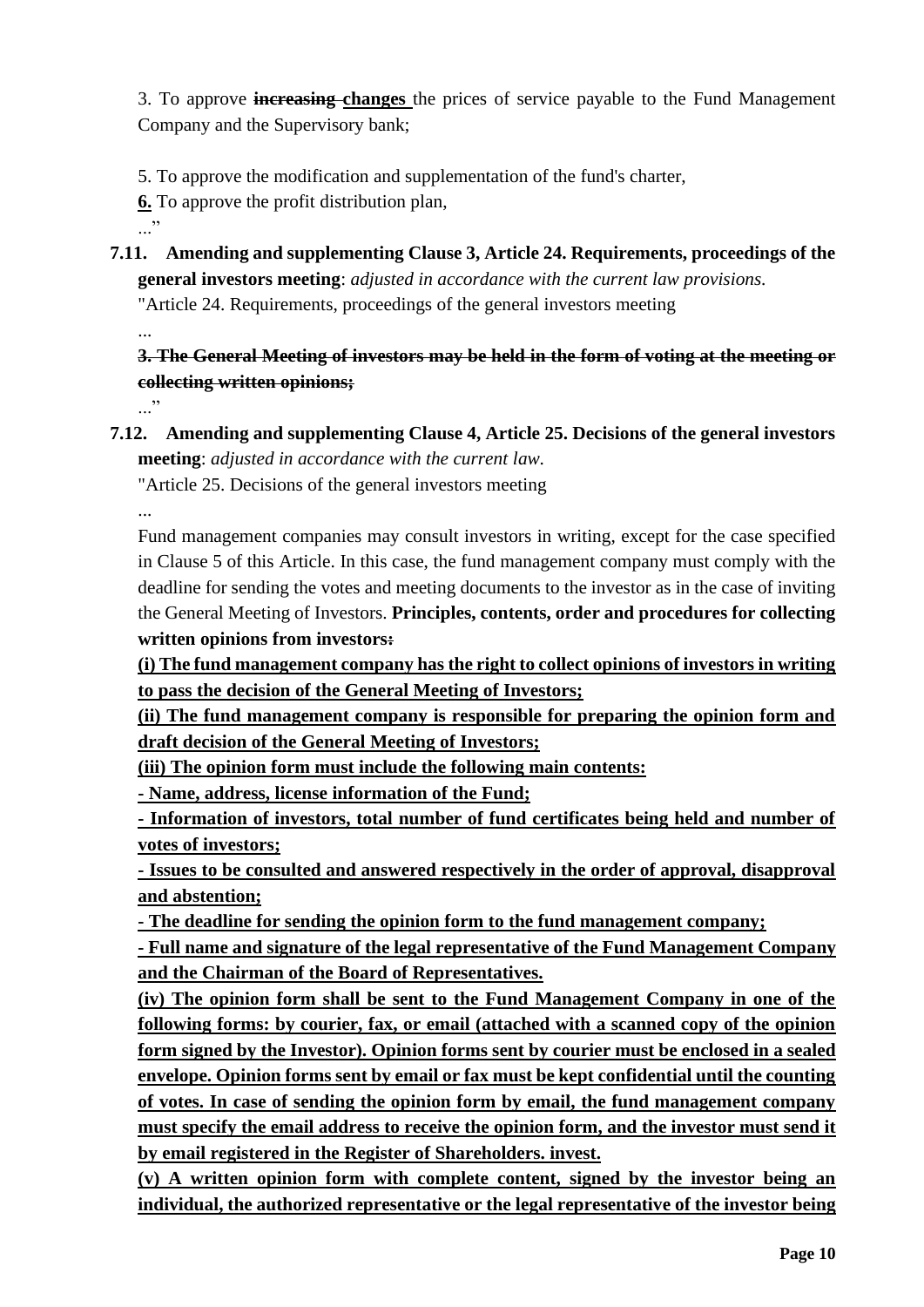3. To approve ~~**increasing**~~ **<u>changes</u>** the prices of service payable to the Fund Management Company and the Supervisory bank;

5. To approve the modification and supplementation of the fund's charter,
**<u>6.</u>** To approve the profit distribution plan,
..."

**7.11. Amending and supplementing Clause 3, Article 24. Requirements, proceedings of the general investors meeting**: *adjusted in accordance with the current law provisions.*

"Article 24. Requirements, proceedings of the general investors meeting

...

~~**3. The General Meeting of investors may be held in the form of voting at the meeting or collecting written opinions;**~~

..."

**7.12. Amending and supplementing Clause 4, Article 25. Decisions of the general investors meeting**: *adjusted in accordance with the current law.*

"Article 25. Decisions of the general investors meeting

...

Fund management companies may consult investors in writing, except for the case specified in Clause 5 of this Article. In this case, the fund management company must comply with the deadline for sending the votes and meeting documents to the investor as in the case of inviting the General Meeting of Investors. **Principles, contents, order and procedures for collecting written opinions from investors~~:~~**

**<u>(i) The fund management company has the right to collect opinions of investors in writing to pass the decision of the General Meeting of Investors;</u>**

**<u>(ii) The fund management company is responsible for preparing the opinion form and draft decision of the General Meeting of Investors;</u>**

**<u>(iii) The opinion form must include the following main contents:</u>**

**<u>- Name, address, license information of the Fund;</u>**

**<u>- Information of investors, total number of fund certificates being held and number of votes of investors;</u>**

**<u>- Issues to be consulted and answered respectively in the order of approval, disapproval and abstention;</u>**

**<u>- The deadline for sending the opinion form to the fund management company;</u>**

**<u>- Full name and signature of the legal representative of the Fund Management Company and the Chairman of the Board of Representatives.</u>**

**<u>(iv) The opinion form shall be sent to the Fund Management Company in one of the following forms: by courier, fax, or email (attached with a scanned copy of the opinion form signed by the Investor). Opinion forms sent by courier must be enclosed in a sealed envelope. Opinion forms sent by email or fax must be kept confidential until the counting of votes. In case of sending the opinion form by email, the fund management company must specify the email address to receive the opinion form, and the investor must send it by email registered in the Register of Shareholders. invest.</u>**

**<u>(v) A written opinion form with complete content, signed by the investor being an individual, the authorized representative or the legal representative of the investor being</u>**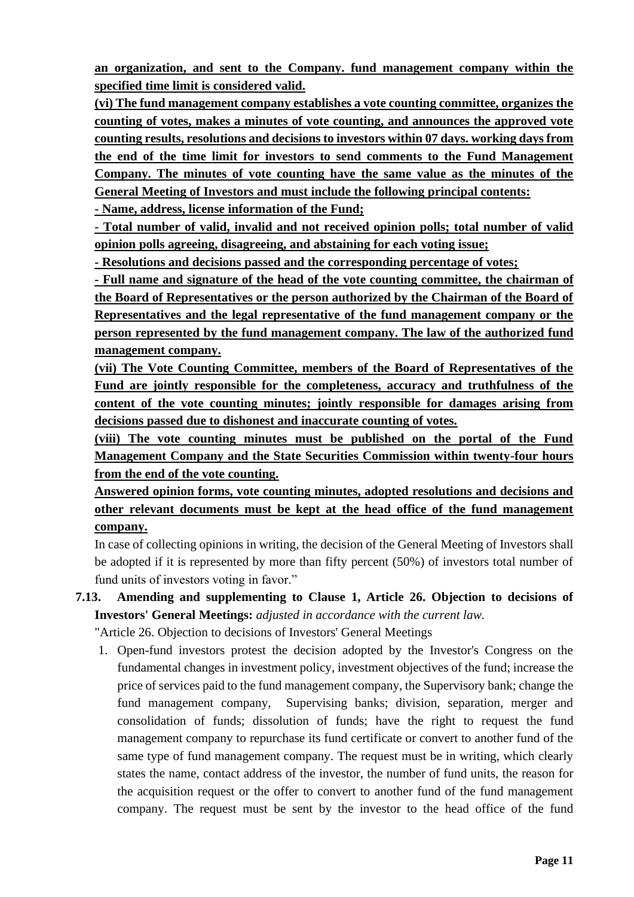**an organization, and sent to the Company. fund management company within the specified time limit is considered valid.**

**(vi) The fund management company establishes a vote counting committee, organizes the counting of votes, makes a minutes of vote counting, and announces the approved vote counting results, resolutions and decisions to investors within 07 days. working days from the end of the time limit for investors to send comments to the Fund Management Company. The minutes of vote counting have the same value as the minutes of the General Meeting of Investors and must include the following principal contents:**

**- Name, address, license information of the Fund;**

**- Total number of valid, invalid and not received opinion polls; total number of valid opinion polls agreeing, disagreeing, and abstaining for each voting issue;**

**- Resolutions and decisions passed and the corresponding percentage of votes;**

**- Full name and signature of the head of the vote counting committee, the chairman of the Board of Representatives or the person authorized by the Chairman of the Board of Representatives and the legal representative of the fund management company or the person represented by the fund management company. The law of the authorized fund management company.**

**(vii) The Vote Counting Committee, members of the Board of Representatives of the Fund are jointly responsible for the completeness, accuracy and truthfulness of the content of the vote counting minutes; jointly responsible for damages arising from decisions passed due to dishonest and inaccurate counting of votes.**

**(viii) The vote counting minutes must be published on the portal of the Fund Management Company and the State Securities Commission within twenty-four hours from the end of the vote counting.**

**Answered opinion forms, vote counting minutes, adopted resolutions and decisions and other relevant documents must be kept at the head office of the fund management company.**

In case of collecting opinions in writing, the decision of the General Meeting of Investors shall be adopted if it is represented by more than fifty percent (50%) of investors total number of fund units of investors voting in favor."

**7.13. Amending and supplementing to Clause 1, Article 26. Objection to decisions of Investors' General Meetings:** *adjusted in accordance with the current law.*

"Article 26. Objection to decisions of Investors' General Meetings

1. Open-fund investors protest the decision adopted by the Investor's Congress on the fundamental changes in investment policy, investment objectives of the fund; increase the price of services paid to the fund management company, the Supervisory bank; change the fund management company, Supervising banks; division, separation, merger and consolidation of funds; dissolution of funds; have the right to request the fund management company to repurchase its fund certificate or convert to another fund of the same type of fund management company. The request must be in writing, which clearly states the name, contact address of the investor, the number of fund units, the reason for the acquisition request or the offer to convert to another fund of the fund management company. The request must be sent by the investor to the head office of the fund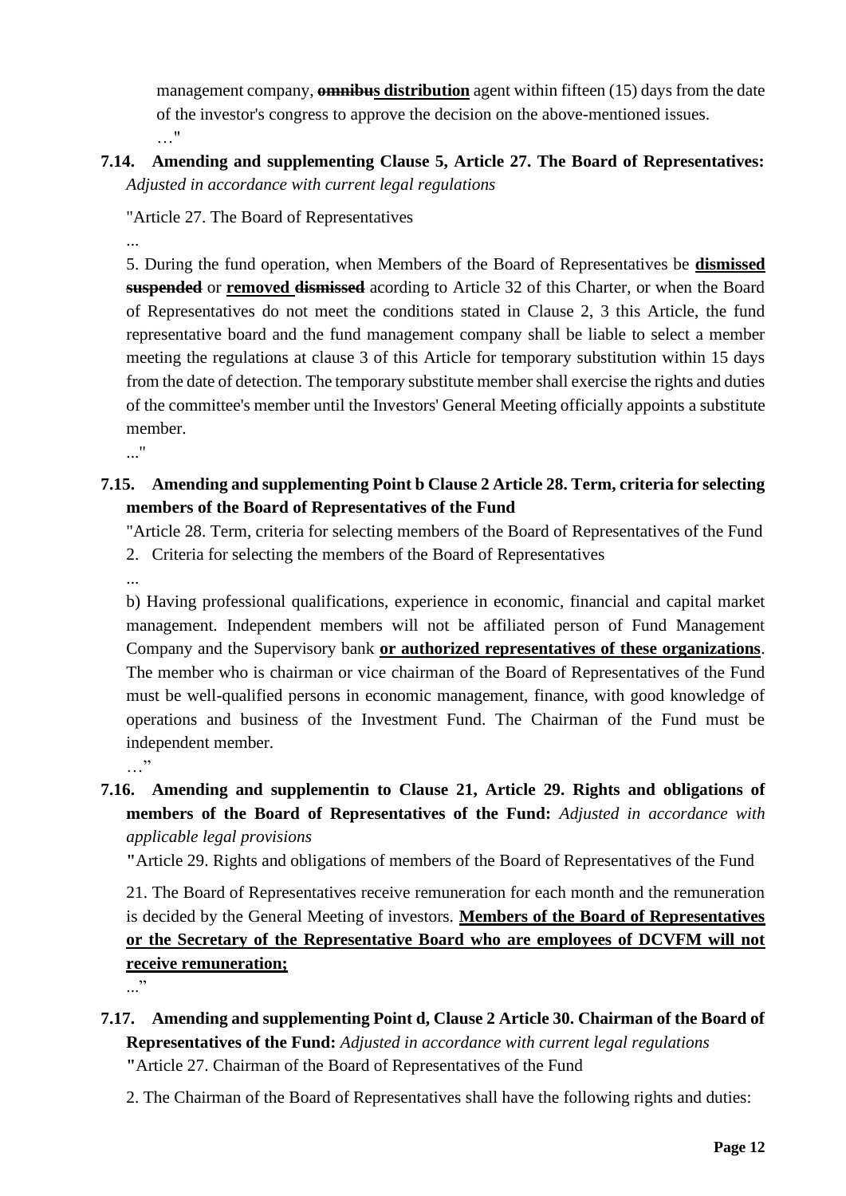management company, ~~omnibus~~ **distribution** agent within fifteen (15) days from the date of the investor's congress to approve the decision on the above-mentioned issues.

…"

**7.14. Amending and supplementing Clause 5, Article 27. The Board of Representatives:** *Adjusted in accordance with current legal regulations*

"Article 27. The Board of Representatives

...

5. During the fund operation, when Members of the Board of Representatives be **dismissed** ~~**suspended**~~ or **removed** ~~**dismissed**~~ acording to Article 32 of this Charter, or when the Board of Representatives do not meet the conditions stated in Clause 2, 3 this Article, the fund representative board and the fund management company shall be liable to select a member meeting the regulations at clause 3 of this Article for temporary substitution within 15 days from the date of detection. The temporary substitute member shall exercise the rights and duties of the committee's member until the Investors' General Meeting officially appoints a substitute member.

..."

**7.15. Amending and supplementing Point b Clause 2 Article 28. Term, criteria for selecting members of the Board of Representatives of the Fund**

"Article 28. Term, criteria for selecting members of the Board of Representatives of the Fund

2. Criteria for selecting the members of the Board of Representatives

...

b) Having professional qualifications, experience in economic, financial and capital market management. Independent members will not be affiliated person of Fund Management Company and the Supervisory bank **or authorized representatives of these organizations**. The member who is chairman or vice chairman of the Board of Representatives of the Fund must be well-qualified persons in economic management, finance, with good knowledge of operations and business of the Investment Fund. The Chairman of the Fund must be independent member.

…"

**7.16. Amending and supplementin to Clause 21, Article 29. Rights and obligations of members of the Board of Representatives of the Fund:** *Adjusted in accordance with applicable legal provisions*

"Article 29. Rights and obligations of members of the Board of Representatives of the Fund

21. The Board of Representatives receive remuneration for each month and the remuneration is decided by the General Meeting of investors. **Members of the Board of Representatives or the Secretary of the Representative Board who are employees of DCVFM will not receive remuneration;**

..."

**7.17. Amending and supplementing Point d, Clause 2 Article 30. Chairman of the Board of Representatives of the Fund:** *Adjusted in accordance with current legal regulations*

"Article 27. Chairman of the Board of Representatives of the Fund

2. The Chairman of the Board of Representatives shall have the following rights and duties: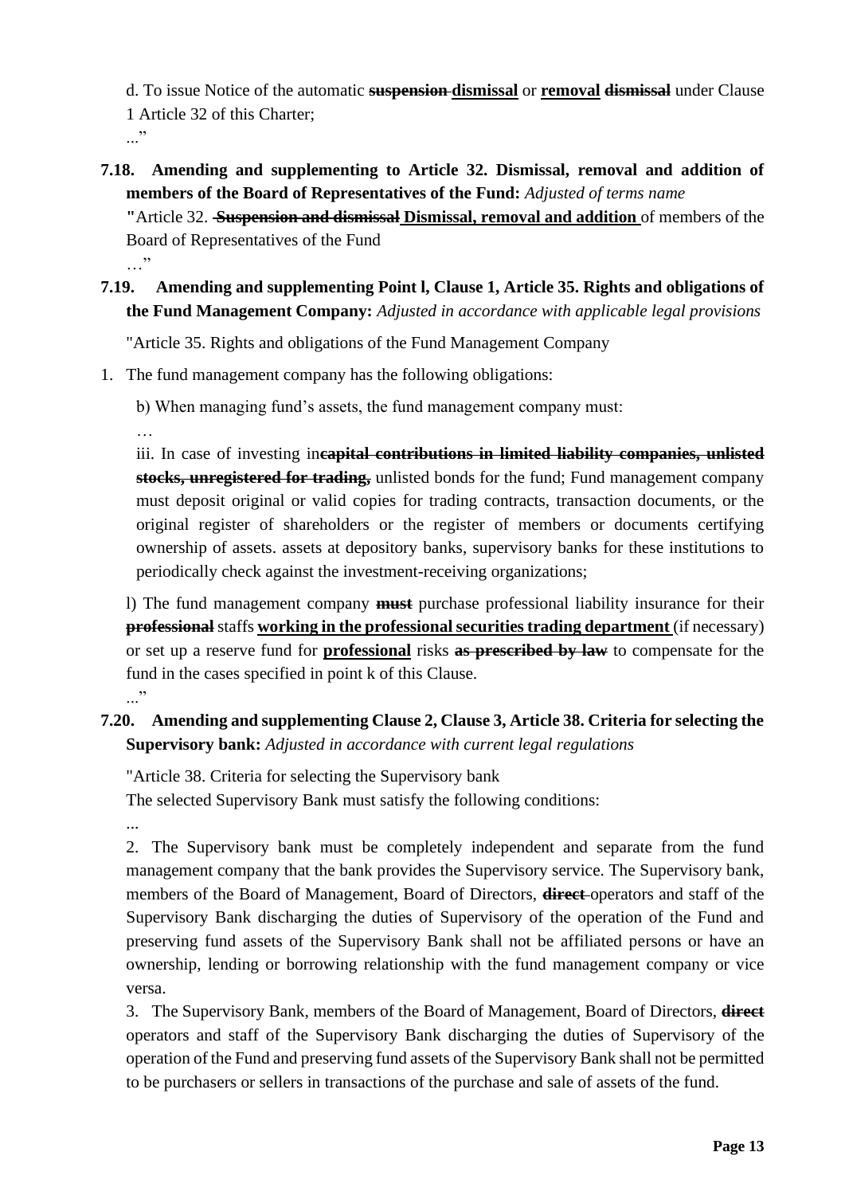d. To issue Notice of the automatic ~~suspension~~ **dismissal** or **removal** ~~dismissal~~ under Clause 1 Article 32 of this Charter;

..."

**7.18. Amending and supplementing to Article 32. Dismissal, removal and addition of members of the Board of Representatives of the Fund:** *Adjusted of terms name*

"Article 32. ~~Suspension and dismissal~~ **Dismissal, removal and addition** of members of the Board of Representatives of the Fund

…"

**7.19. Amending and supplementing Point l, Clause 1, Article 35. Rights and obligations of the Fund Management Company:** *Adjusted in accordance with applicable legal provisions*

"Article 35. Rights and obligations of the Fund Management Company

1. The fund management company has the following obligations:

b) When managing fund's assets, the fund management company must:

…

iii. In case of investing in ~~capital contributions in limited liability companies, unlisted stocks, unregistered for trading,~~ unlisted bonds for the fund; Fund management company must deposit original or valid copies for trading contracts, transaction documents, or the original register of shareholders or the register of members or documents certifying ownership of assets. assets at depository banks, supervisory banks for these institutions to periodically check against the investment-receiving organizations;

l) The fund management company ~~must~~ purchase professional liability insurance for their ~~professional~~ staffs **working in the professional securities trading department** (if necessary) or set up a reserve fund for **professional** risks ~~as prescribed by law~~ to compensate for the fund in the cases specified in point k of this Clause.

..."

**7.20. Amending and supplementing Clause 2, Clause 3, Article 38. Criteria for selecting the Supervisory bank:** *Adjusted in accordance with current legal regulations*

"Article 38. Criteria for selecting the Supervisory bank

The selected Supervisory Bank must satisfy the following conditions:

...

2. The Supervisory bank must be completely independent and separate from the fund management company that the bank provides the Supervisory service. The Supervisory bank, members of the Board of Management, Board of Directors, ~~direct~~ operators and staff of the Supervisory Bank discharging the duties of Supervisory of the operation of the Fund and preserving fund assets of the Supervisory Bank shall not be affiliated persons or have an ownership, lending or borrowing relationship with the fund management company or vice versa.

3. The Supervisory Bank, members of the Board of Management, Board of Directors, ~~direct~~ operators and staff of the Supervisory Bank discharging the duties of Supervisory of the operation of the Fund and preserving fund assets of the Supervisory Bank shall not be permitted to be purchasers or sellers in transactions of the purchase and sale of assets of the fund.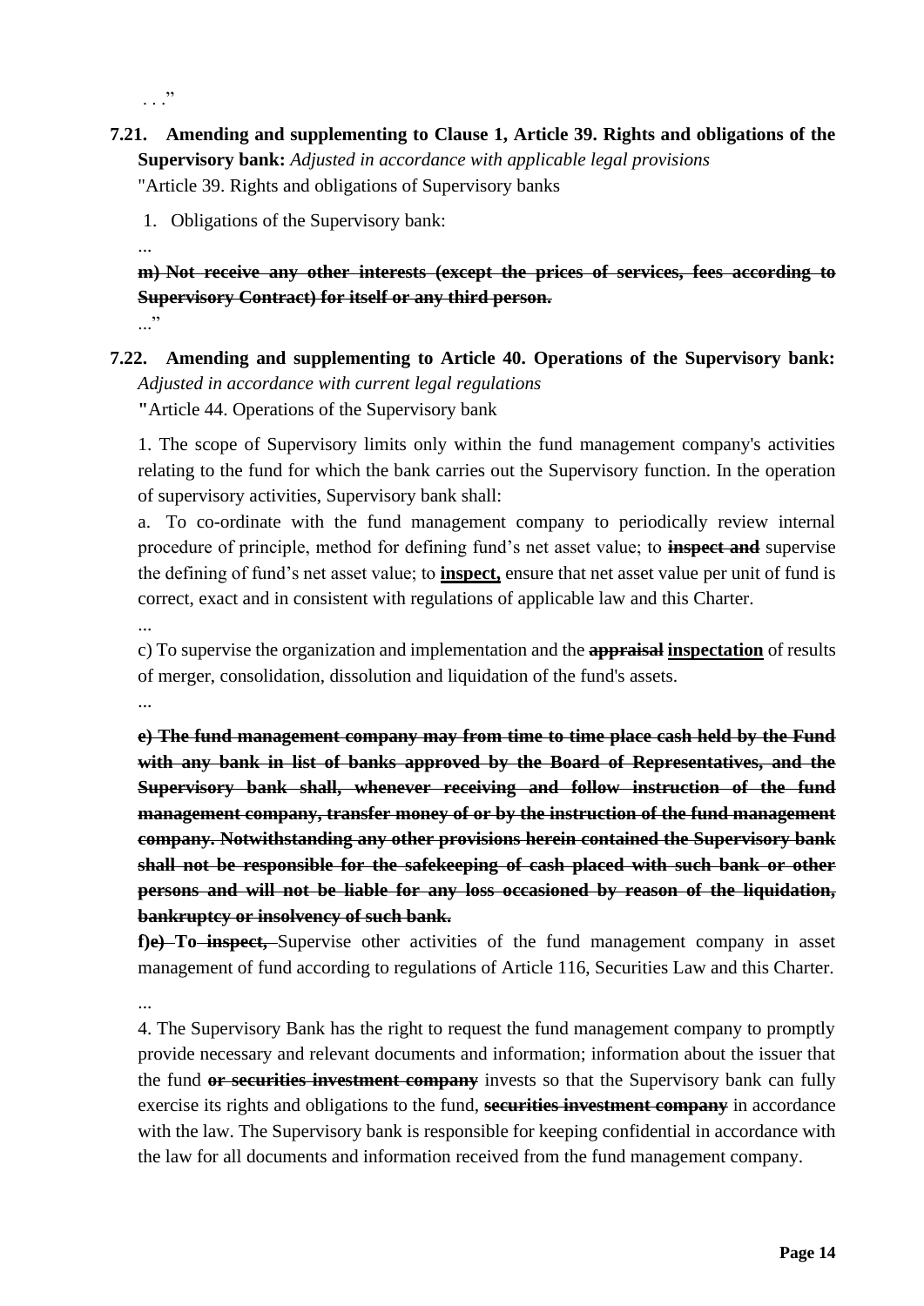. . ."

**7.21. Amending and supplementing to Clause 1, Article 39. Rights and obligations of the Supervisory bank:** *Adjusted in accordance with applicable legal provisions*

"Article 39. Rights and obligations of Supervisory banks

1. Obligations of the Supervisory bank:

...

~~**m) Not receive any other interests (except the prices of services, fees according to Supervisory Contract) for itself or any third person.**~~

..."

**7.22. Amending and supplementing to Article 40. Operations of the Supervisory bank:** *Adjusted in accordance with current legal regulations*

"Article 44. Operations of the Supervisory bank

1. The scope of Supervisory limits only within the fund management company's activities relating to the fund for which the bank carries out the Supervisory function. In the operation of supervisory activities, Supervisory bank shall:

a. To co-ordinate with the fund management company to periodically review internal procedure of principle, method for defining fund's net asset value; to ~~**inspect and**~~ supervise the defining of fund's net asset value; to **<u>inspect,</u>** ensure that net asset value per unit of fund is correct, exact and in consistent with regulations of applicable law and this Charter.

...

c) To supervise the organization and implementation and the ~~**appraisal**~~ **<u>inspectation</u>** of results of merger, consolidation, dissolution and liquidation of the fund's assets.

...

~~**e) The fund management company may from time to time place cash held by the Fund with any bank in list of banks approved by the Board of Representatives, and the Supervisory bank shall, whenever receiving and follow instruction of the fund management company, transfer money of or by the instruction of the fund management company. Notwithstanding any other provisions herein contained the Supervisory bank shall not be responsible for the safekeeping of cash placed with such bank or other persons and will not be liable for any loss occasioned by reason of the liquidation, bankruptcy or insolvency of such bank.**~~

**~~f)~~e)** ~~**To inspect,**~~ Supervise other activities of the fund management company in asset management of fund according to regulations of Article 116, Securities Law and this Charter.

...

4. The Supervisory Bank has the right to request the fund management company to promptly provide necessary and relevant documents and information; information about the issuer that the fund ~~**or securities investment company**~~ invests so that the Supervisory bank can fully exercise its rights and obligations to the fund, ~~**securities investment company**~~ in accordance with the law. The Supervisory bank is responsible for keeping confidential in accordance with the law for all documents and information received from the fund management company.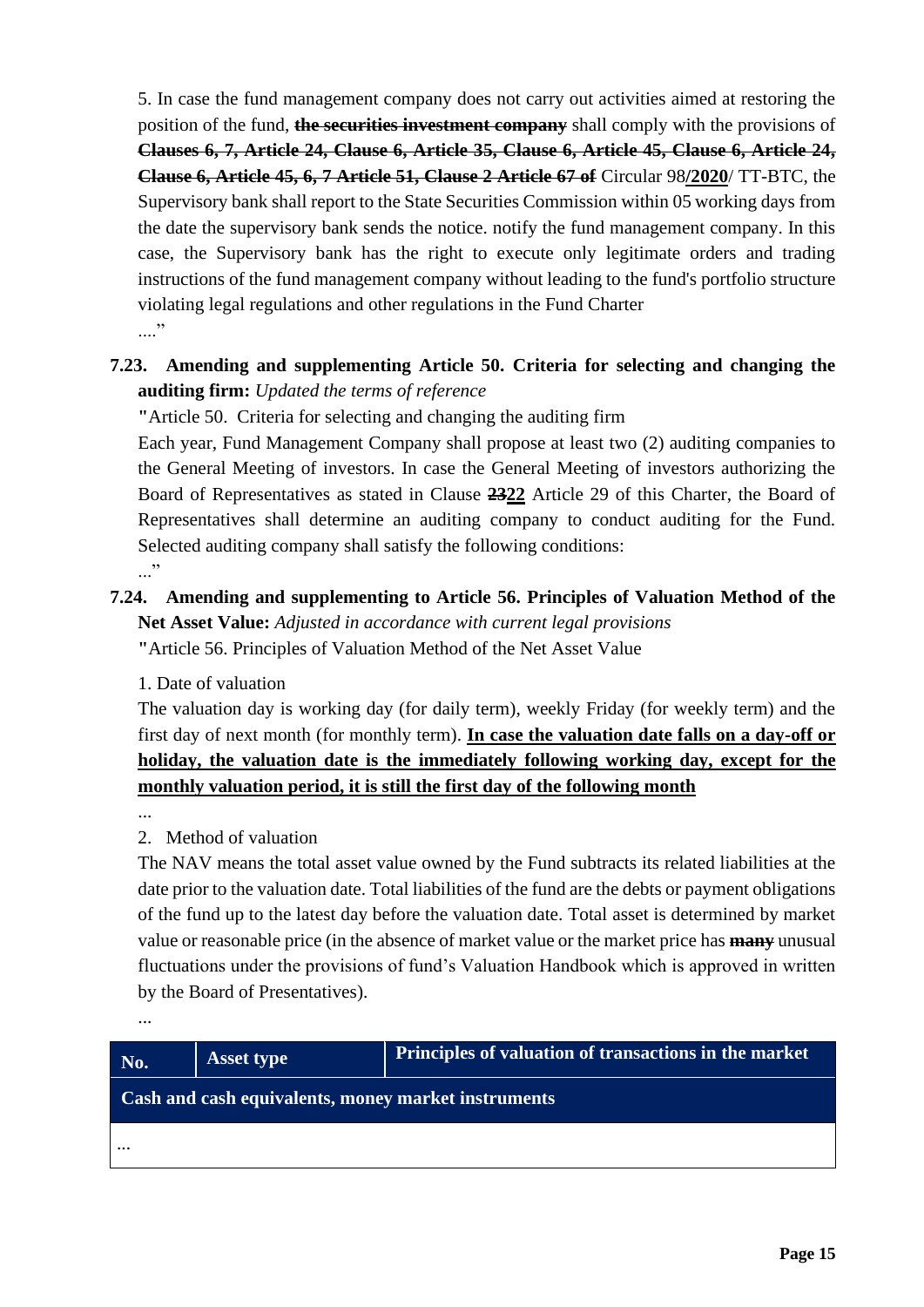5. In case the fund management company does not carry out activities aimed at restoring the position of the fund, ~~**the securities investment company**~~ shall comply with the provisions of ~~**Clauses 6, 7, Article 24, Clause 6, Article 35, Clause 6, Article 45, Clause 6, Article 24, Clause 6, Article 45, 6, 7 Article 51, Clause 2 Article 67 of**~~ Circular 98**/<u>2020</u>**/ TT-BTC, the Supervisory bank shall report to the State Securities Commission within 05 working days from the date the supervisory bank sends the notice. notify the fund management company. In this case, the Supervisory bank has the right to execute only legitimate orders and trading instructions of the fund management company without leading to the fund's portfolio structure violating legal regulations and other regulations in the Fund Charter

...."

**7.23. Amending and supplementing Article 50. Criteria for selecting and changing the auditing firm:** *Updated the terms of reference*

**"**Article 50. Criteria for selecting and changing the auditing firm

Each year, Fund Management Company shall propose at least two (2) auditing companies to the General Meeting of investors. In case the General Meeting of investors authorizing the Board of Representatives as stated in Clause ~~**23**~~**<u>22</u>** Article 29 of this Charter, the Board of Representatives shall determine an auditing company to conduct auditing for the Fund. Selected auditing company shall satisfy the following conditions:

..."

**7.24. Amending and supplementing to Article 56. Principles of Valuation Method of the Net Asset Value:** *Adjusted in accordance with current legal provisions*

**"**Article 56. Principles of Valuation Method of the Net Asset Value

1. Date of valuation

The valuation day is working day (for daily term), weekly Friday (for weekly term) and the first day of next month (for monthly term). **<u>In case the valuation date falls on a day-off or holiday, the valuation date is the immediately following working day, except for the monthly valuation period, it is still the first day of the following month</u>**

...

2. Method of valuation

The NAV means the total asset value owned by the Fund subtracts its related liabilities at the date prior to the valuation date. Total liabilities of the fund are the debts or payment obligations of the fund up to the latest day before the valuation date. Total asset is determined by market value or reasonable price (in the absence of market value or the market price has ~~**many**~~ unusual fluctuations under the provisions of fund's Valuation Handbook which is approved in written by the Board of Presentatives).

...

| No. | Asset type | Principles of valuation of transactions in the market |
|---|---|---|
| **Cash and cash equivalents, money market instruments** | | |
| ... | | |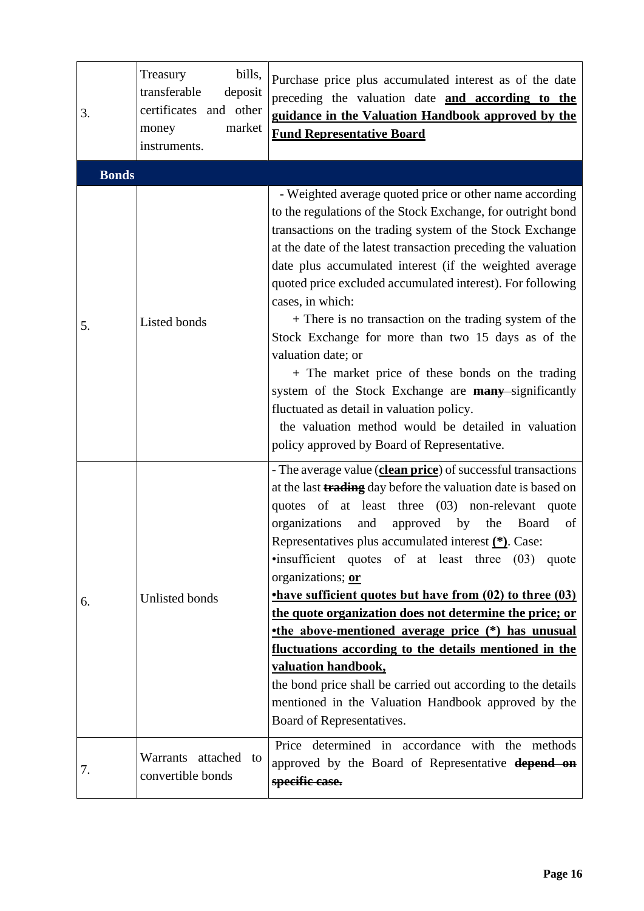| 3. | Treasury bills, transferable deposit certificates and other money market instruments. | Purchase price plus accumulated interest as of the date preceding the valuation date **and according to the guidance in the Valuation Handbook approved by the Fund Representative Board** |
|---|---|---|
| **Bonds** | | |
| 5. | Listed bonds | - Weighted average quoted price or other name according to the regulations of the Stock Exchange, for outright bond transactions on the trading system of the Stock Exchange at the date of the latest transaction preceding the valuation date plus accumulated interest (if the weighted average quoted price excluded accumulated interest). For following cases, in which:<br>+ There is no transaction on the trading system of the Stock Exchange for more than two 15 days as of the valuation date; or<br>+ The market price of these bonds on the trading system of the Stock Exchange are ~~**many**~~ significantly fluctuated as detail in valuation policy.<br>the valuation method would be detailed in valuation policy approved by Board of Representative. |
| 6. | Unlisted bonds | - The average value (**clean price**) of successful transactions at the last ~~**trading**~~ day before the valuation date is based on quotes of at least three (03) non-relevant quote organizations and approved by the Board of Representatives plus accumulated interest **(\*)**. Case:<br>•insufficient quotes of at least three (03) quote organizations; **or**<br>**•have sufficient quotes but have from (02) to three (03) the quote organization does not determine the price; or**<br>**•the above-mentioned average price (\*) has unusual fluctuations according to the details mentioned in the valuation handbook,**<br>the bond price shall be carried out according to the details mentioned in the Valuation Handbook approved by the Board of Representatives. |
| 7. | Warrants attached to convertible bonds | Price determined in accordance with the methods approved by the Board of Representative ~~**depend on specific case.**~~ |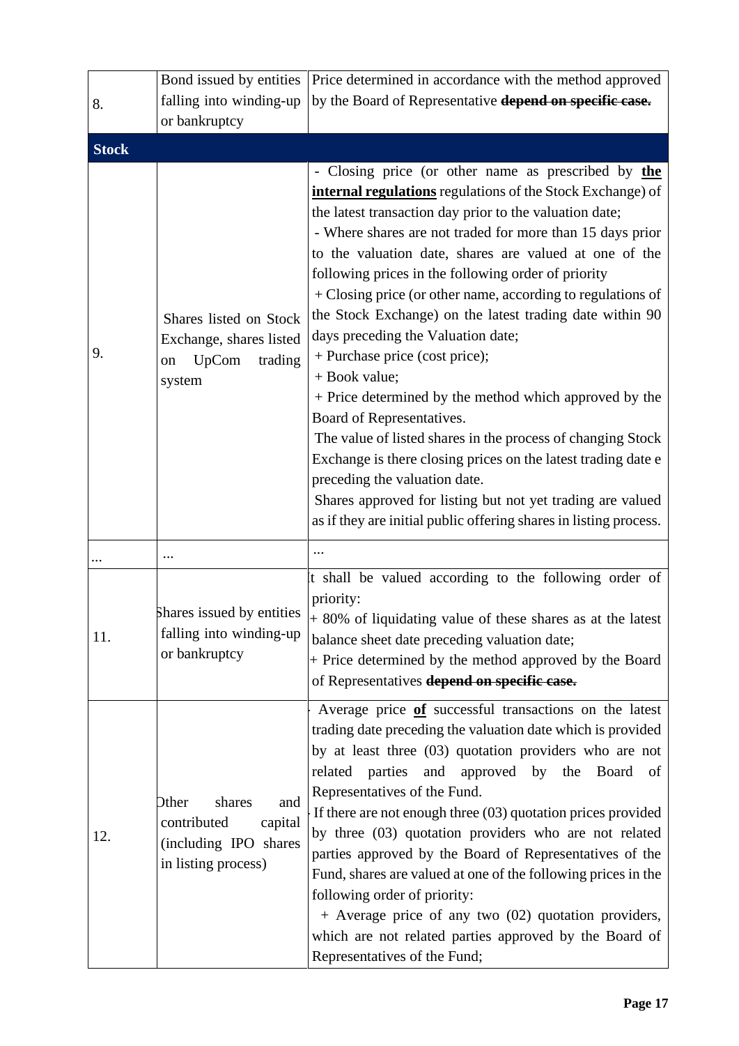| | | |
|---|---|---|
| 8. | Bond issued by entities falling into winding-up or bankruptcy | Price determined in accordance with the method approved by the Board of Representative ~~**depend on specific case.**~~ |
| **Stock** | | |
| 9. | Shares listed on Stock Exchange, shares listed on UpCom trading system | - Closing price (or other name as prescribed by **<u>the internal regulations</u>** regulations of the Stock Exchange) of the latest transaction day prior to the valuation date;<br>- Where shares are not traded for more than 15 days prior to the valuation date, shares are valued at one of the following prices in the following order of priority<br>+ Closing price (or other name, according to regulations of the Stock Exchange) on the latest trading date within 90 days preceding the Valuation date;<br>+ Purchase price (cost price);<br>+ Book value;<br>+ Price determined by the method which approved by the Board of Representatives.<br>The value of listed shares in the process of changing Stock Exchange is there closing prices on the latest trading date e preceding the valuation date.<br>Shares approved for listing but not yet trading are valued as if they are initial public offering shares in listing process. |
| ... | ... | ... |
| 11. | Shares issued by entities falling into winding-up or bankruptcy | It shall be valued according to the following order of priority:<br>+ 80% of liquidating value of these shares as at the latest balance sheet date preceding valuation date;<br>+ Price determined by the method approved by the Board of Representatives ~~**depend on specific case.**~~ |
| 12. | Other shares and contributed capital (including IPO shares in listing process) | - Average price **<u>of</u>** successful transactions on the latest trading date preceding the valuation date which is provided by at least three (03) quotation providers who are not related parties and approved by the Board of Representatives of the Fund.<br>- If there are not enough three (03) quotation prices provided by three (03) quotation providers who are not related parties approved by the Board of Representatives of the Fund, shares are valued at one of the following prices in the following order of priority:<br>+ Average price of any two (02) quotation providers, which are not related parties approved by the Board of Representatives of the Fund; |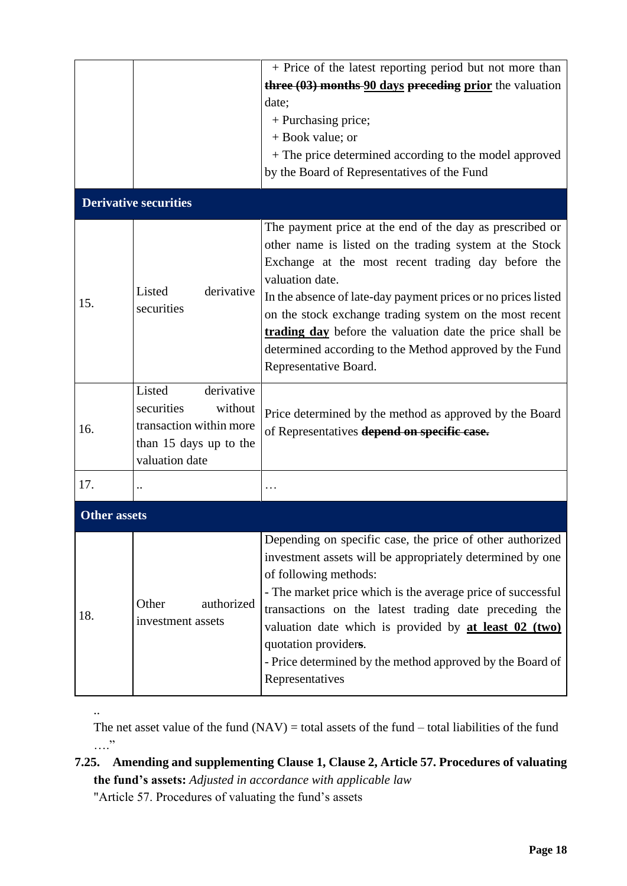| | | |
|---|---|---|
| | | + Price of the latest reporting period but not more than ~~three (03) months~~ <u>**90 days**</u> ~~**preceding**~~ <u>**prior**</u> the valuation date;<br>+ Purchasing price;<br>+ Book value; or<br>+ The price determined according to the model approved by the Board of Representatives of the Fund |
| **Derivative securities** | | |
| 15. | Listed derivative securities | The payment price at the end of the day as prescribed or other name is listed on the trading system at the Stock Exchange at the most recent trading day before the valuation date.<br>In the absence of late-day payment prices or no prices listed on the stock exchange trading system on the most recent <u>**trading day**</u> before the valuation date the price shall be determined according to the Method approved by the Fund Representative Board. |
| 16. | Listed derivative securities without transaction within more than 15 days up to the valuation date | Price determined by the method as approved by the Board of Representatives ~~**depend on specific case.**~~ |
| 17. | .. | … |
| **Other assets** | | |
| 18. | Other authorized investment assets | Depending on specific case, the price of other authorized investment assets will be appropriately determined by one of following methods:<br>- The market price which is the average price of successful transactions on the latest trading date preceding the valuation date which is provided by <u>**at least 02 (two)**</u> quotation provider**s**.<br>- Price determined by the method approved by the Board of Representatives |

..

The net asset value of the fund (NAV) = total assets of the fund – total liabilities of the fund

…."

**7.25. Amending and supplementing Clause 1, Clause 2, Article 57. Procedures of valuating the fund's assets:** *Adjusted in accordance with applicable law*

"Article 57. Procedures of valuating the fund's assets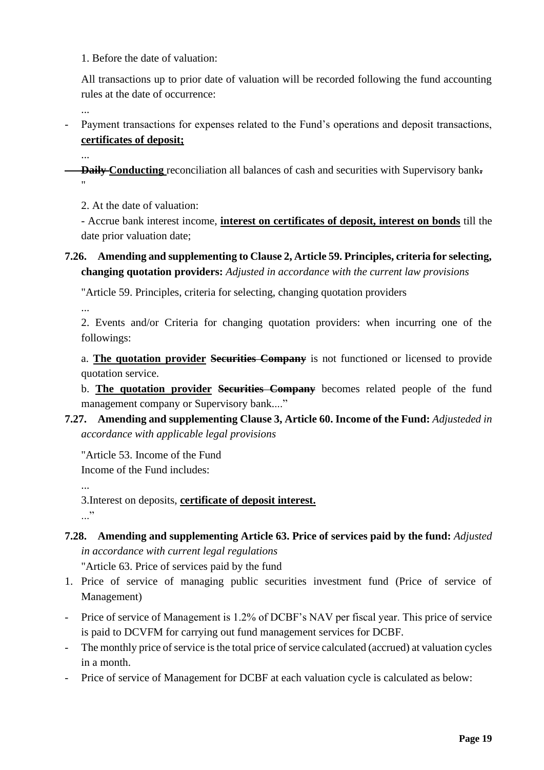1. Before the date of valuation:

All transactions up to prior date of valuation will be recorded following the fund accounting rules at the date of occurrence:

...

- Payment transactions for expenses related to the Fund's operations and deposit transactions, **certificates of deposit;**

...

- ~~Daily~~ **Conducting** reconciliation all balances of cash and securities with Supervisory bank~~.~~
"

2. At the date of valuation:

- Accrue bank interest income, **interest on certificates of deposit, interest on bonds** till the date prior valuation date;

**7.26. Amending and supplementing to Clause 2, Article 59. Principles, criteria for selecting, changing quotation providers:** *Adjusted in accordance with the current law provisions*

"Article 59. Principles, criteria for selecting, changing quotation providers

...

2. Events and/or Criteria for changing quotation providers: when incurring one of the followings:

a. **The quotation provider** ~~**Securities Company**~~ is not functioned or licensed to provide quotation service.

b. **The quotation provider** ~~**Securities Company**~~ becomes related people of the fund management company or Supervisory bank...."

**7.27. Amending and supplementing Clause 3, Article 60. Income of the Fund:** *Adjusteded in accordance with applicable legal provisions*

"Article 53. Income of the Fund
Income of the Fund includes:

...

3.Interest on deposits, **certificate of deposit interest.**

..."

**7.28. Amending and supplementing Article 63. Price of services paid by the fund:** *Adjusted in accordance with current legal regulations*

"Article 63. Price of services paid by the fund

1. Price of service of managing public securities investment fund (Price of service of Management)

- Price of service of Management is 1.2% of DCBF's NAV per fiscal year. This price of service is paid to DCVFM for carrying out fund management services for DCBF.
- The monthly price of service is the total price of service calculated (accrued) at valuation cycles in a month.
- Price of service of Management for DCBF at each valuation cycle is calculated as below: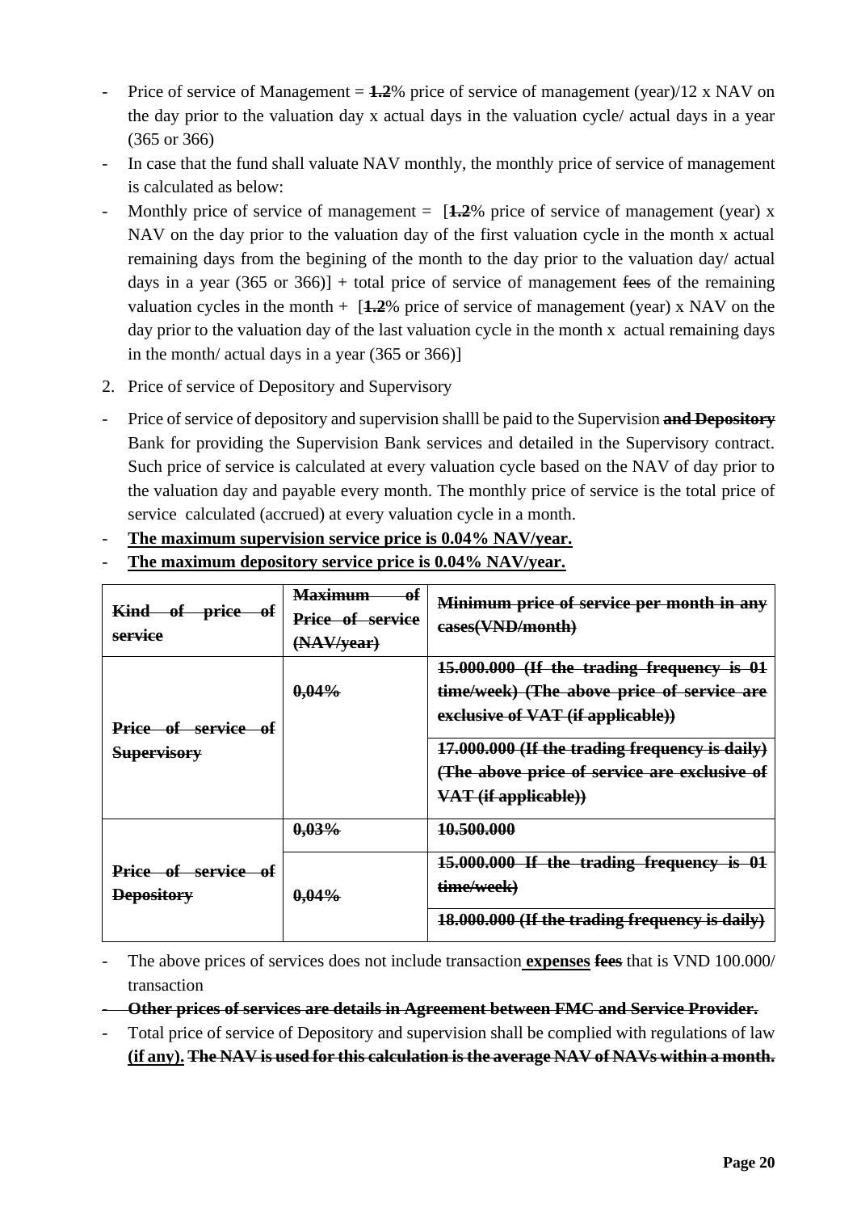- Price of service of Management = ~~**1.2**~~% price of service of management (year)/12 x NAV on the day prior to the valuation day x actual days in the valuation cycle/ actual days in a year (365 or 366)
- In case that the fund shall valuate NAV monthly, the monthly price of service of management is calculated as below:
- Monthly price of service of management = [~~**1.2**~~% price of service of management (year) x NAV on the day prior to the valuation day of the first valuation cycle in the month x actual remaining days from the begining of the month to the day prior to the valuation day/ actual days in a year (365 or 366)] + total price of service of management ~~fees~~ of the remaining valuation cycles in the month + [~~**1.2**~~% price of service of management (year) x NAV on the day prior to the valuation day of the last valuation cycle in the month x actual remaining days in the month/ actual days in a year (365 or 366)]

2. Price of service of Depository and Supervisory

- Price of service of depository and supervision shalll be paid to the Supervision ~~**and Depository**~~ Bank for providing the Supervision Bank services and detailed in the Supervisory contract. Such price of service is calculated at every valuation cycle based on the NAV of day prior to the valuation day and payable every month. The monthly price of service is the total price of service calculated (accrued) at every valuation cycle in a month.
- <u>**The maximum supervision service price is 0.04% NAV/year.**</u>
- <u>**The maximum depository service price is 0.04% NAV/year.**</u>

| ~~**Kind of price of service**~~ | ~~**Maximum of Price of service (NAV/year)**~~ | ~~**Minimum price of service per month in any cases(VND/month)**~~ |
|---|---|---|
| ~~**Price of service of Supervisory**~~ | ~~**0,04%**~~ | ~~**15.000.000 (If the trading frequency is 01 time/week) (The above price of service are exclusive of VAT (if applicable))**~~ |
| | | ~~**17.000.000 (If the trading frequency is daily) (The above price of service are exclusive of VAT (if applicable))**~~ |
| ~~**Price of service of Depository**~~ | ~~**0,03%**~~ | ~~**10.500.000**~~ |
| | ~~**0,04%**~~ | ~~**15.000.000 If the trading frequency is 01 time/week)**~~ |
| | | ~~**18.000.000 (If the trading frequency is daily)**~~ |

- The above prices of services does not include transaction <u>**expenses**</u> ~~**fees**~~ that is VND 100.000/ transaction
- ~~**Other prices of services are details in Agreement between FMC and Service Provider.**~~
- Total price of service of Depository and supervision shall be complied with regulations of law <u>**(if any).**</u> ~~**The NAV is used for this calculation is the average NAV of NAVs within a month.**~~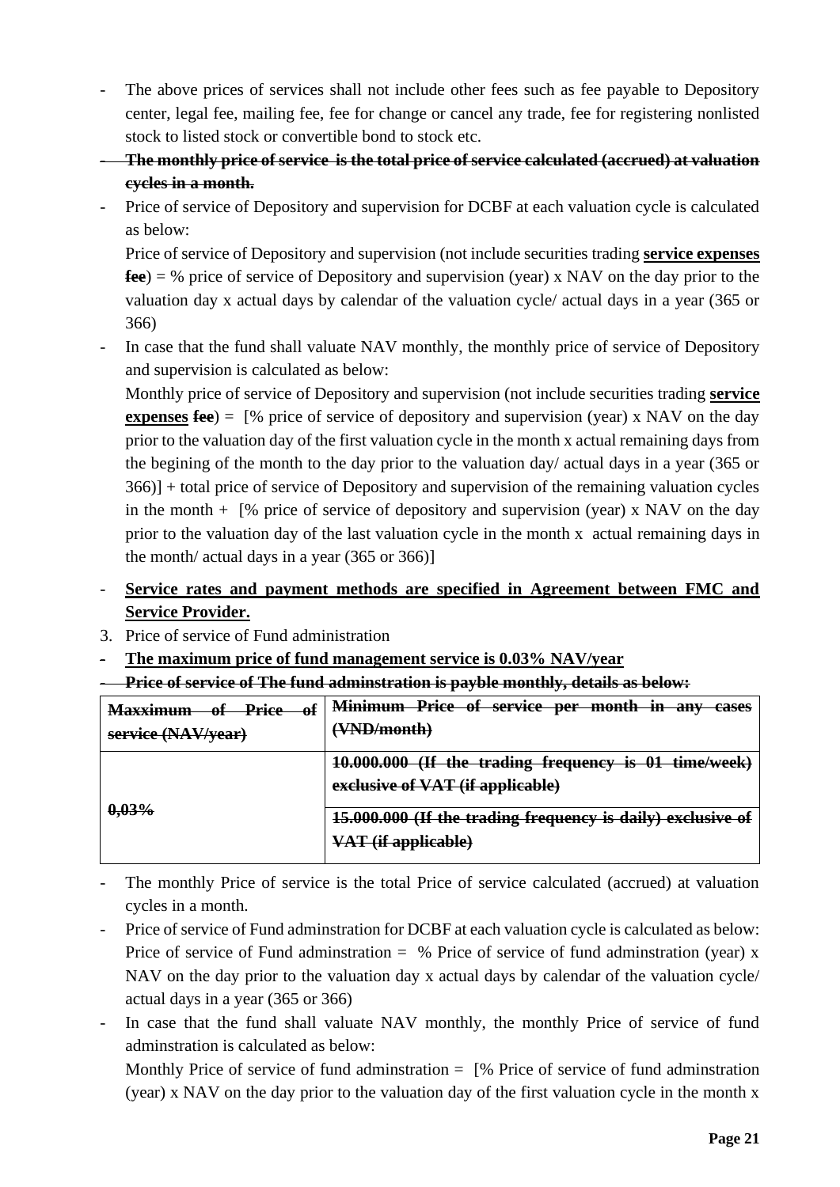- The above prices of services shall not include other fees such as fee payable to Depository center, legal fee, mailing fee, fee for change or cancel any trade, fee for registering nonlisted stock to listed stock or convertible bond to stock etc.
- ~~**The monthly price of service is the total price of service calculated (accrued) at valuation cycles in a month.**~~
- Price of service of Depository and supervision for DCBF at each valuation cycle is calculated as below:

  Price of service of Depository and supervision (not include securities trading <u>**service expenses**</u> ~~**fee**~~) = % price of service of Depository and supervision (year) x NAV on the day prior to the valuation day x actual days by calendar of the valuation cycle/ actual days in a year (365 or 366)
- In case that the fund shall valuate NAV monthly, the monthly price of service of Depository and supervision is calculated as below:

  Monthly price of service of Depository and supervision (not include securities trading <u>**service expenses**</u> ~~**fee**~~) = [% price of service of depository and supervision (year) x NAV on the day prior to the valuation day of the first valuation cycle in the month x actual remaining days from the begining of the month to the day prior to the valuation day/ actual days in a year (365 or 366)] + total price of service of Depository and supervision of the remaining valuation cycles in the month + [% price of service of depository and supervision (year) x NAV on the day prior to the valuation day of the last valuation cycle in the month x actual remaining days in the month/ actual days in a year (365 or 366)]
- <u>**Service rates and payment methods are specified in Agreement between FMC and Service Provider.**</u>

3. Price of service of Fund administration

- <u>**The maximum price of fund management service is 0.03% NAV/year**</u>
- ~~**Price of service of The fund adminstration is payble monthly, details as below:**~~

| ~~**Maxximum of Price of service (NAV/year)**~~ | ~~**Minimum Price of service per month in any cases (VND/month)**~~ |
|---|---|
| ~~**0,03%**~~ | ~~**10.000.000 (If the trading frequency is 01 time/week) exclusive of VAT (if applicable)**~~ |
| | ~~**15.000.000 (If the trading frequency is daily) exclusive of VAT (if applicable)**~~ |

- The monthly Price of service is the total Price of service calculated (accrued) at valuation cycles in a month.
- Price of service of Fund adminstration for DCBF at each valuation cycle is calculated as below: Price of service of Fund adminstration = % Price of service of fund adminstration (year) x NAV on the day prior to the valuation day x actual days by calendar of the valuation cycle/ actual days in a year (365 or 366)
- In case that the fund shall valuate NAV monthly, the monthly Price of service of fund adminstration is calculated as below:

  Monthly Price of service of fund adminstration = [% Price of service of fund adminstration (year) x NAV on the day prior to the valuation day of the first valuation cycle in the month x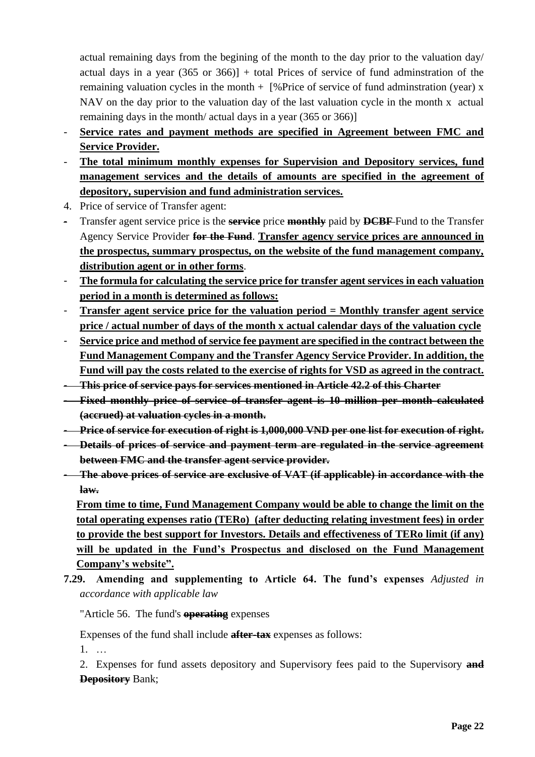actual remaining days from the begining of the month to the day prior to the valuation day/ actual days in a year (365 or 366)] + total Prices of service of fund adminstration of the remaining valuation cycles in the month + [%Price of service of fund adminstration (year) x NAV on the day prior to the valuation day of the last valuation cycle in the month x actual remaining days in the month/ actual days in a year (365 or 366)]

- **Service rates and payment methods are specified in Agreement between FMC and Service Provider.**
- **The total minimum monthly expenses for Supervision and Depository services, fund management services and the details of amounts are specified in the agreement of depository, supervision and fund administration services.**

4. Price of service of Transfer agent:

- Transfer agent service price is the ~~**service**~~ price ~~**monthly**~~ paid by ~~**DCBF**~~ Fund to the Transfer Agency Service Provider ~~**for the Fund**~~. **Transfer agency service prices are announced in the prospectus, summary prospectus, on the website of the fund management company, distribution agent or in other forms**.
- **The formula for calculating the service price for transfer agent services in each valuation period in a month is determined as follows:**
- **Transfer agent service price for the valuation period = Monthly transfer agent service price / actual number of days of the month x actual calendar days of the valuation cycle**
- **Service price and method of service fee payment are specified in the contract between the Fund Management Company and the Transfer Agency Service Provider. In addition, the Fund will pay the costs related to the exercise of rights for VSD as agreed in the contract.**
- ~~**This price of service pays for services mentioned in Article 42.2 of this Charter**~~
- ~~**Fixed monthly price of service of transfer agent is 10 million per month calculated (accrued) at valuation cycles in a month.**~~
- ~~**Price of service for execution of right is 1,000,000 VND per one list for execution of right.**~~
- ~~**Details of prices of service and payment term are regulated in the service agreement between FMC and the transfer agent service provider.**~~
- ~~**The above prices of service are exclusive of VAT (if applicable) in accordance with the law.**~~

**From time to time, Fund Management Company would be able to change the limit on the total operating expenses ratio (TERo) (after deducting relating investment fees) in order to provide the best support for Investors. Details and effectiveness of TERo limit (if any) will be updated in the Fund's Prospectus and disclosed on the Fund Management Company's website".**

**7.29. Amending and supplementing to Article 64. The fund's expenses** *Adjusted in accordance with applicable law*

"Article 56. The fund's ~~**operating**~~ expenses

Expenses of the fund shall include ~~**after-tax**~~ expenses as follows:

1. …
2. Expenses for fund assets depository and Supervisory fees paid to the Supervisory ~~**and Depository**~~ Bank;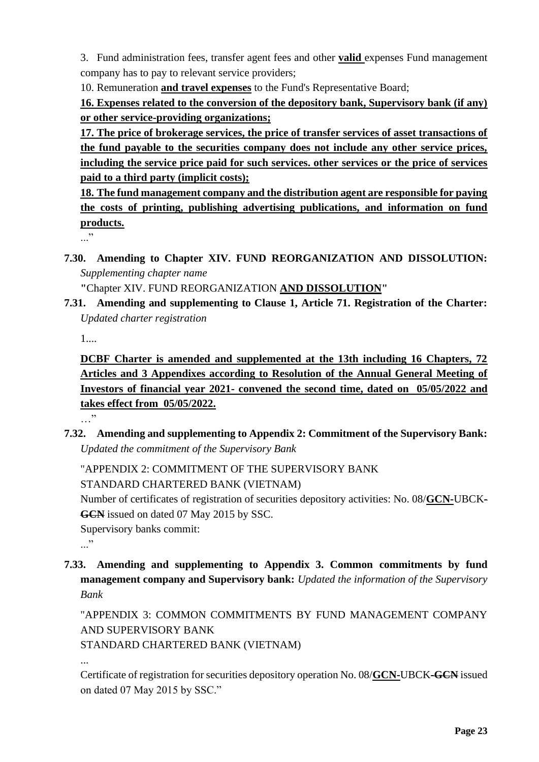3. Fund administration fees, transfer agent fees and other **valid** expenses Fund management company has to pay to relevant service providers;

10. Remuneration **and travel expenses** to the Fund's Representative Board;

**16. Expenses related to the conversion of the depository bank, Supervisory bank (if any) or other service-providing organizations;**

**17. The price of brokerage services, the price of transfer services of asset transactions of the fund payable to the securities company does not include any other service prices, including the service price paid for such services. other services or the price of services paid to a third party (implicit costs);**

**18. The fund management company and the distribution agent are responsible for paying the costs of printing, publishing advertising publications, and information on fund products.**

..."

**7.30. Amending to Chapter XIV. FUND REORGANIZATION AND DISSOLUTION:** *Supplementing chapter name*

"Chapter XIV. FUND REORGANIZATION **AND DISSOLUTION**"

**7.31. Amending and supplementing to Clause 1, Article 71. Registration of the Charter:** *Updated charter registration*

1....

**DCBF Charter is amended and supplemented at the 13th including 16 Chapters, 72 Articles and 3 Appendixes according to Resolution of the Annual General Meeting of Investors of financial year 2021- convened the second time, dated on 05/05/2022 and takes effect from 05/05/2022.**

..."

**7.32. Amending and supplementing to Appendix 2: Commitment of the Supervisory Bank:** *Updated the commitment of the Supervisory Bank*

"APPENDIX 2: COMMITMENT OF THE SUPERVISORY BANK

STANDARD CHARTERED BANK (VIETNAM)

Number of certificates of registration of securities depository activities: No. 08/**GCN-**UBCK~~-GCN~~ issued on dated 07 May 2015 by SSC.

Supervisory banks commit:

..."

**7.33. Amending and supplementing to Appendix 3. Common commitments by fund management company and Supervisory bank:** *Updated the information of the Supervisory Bank*

"APPENDIX 3: COMMON COMMITMENTS BY FUND MANAGEMENT COMPANY AND SUPERVISORY BANK

STANDARD CHARTERED BANK (VIETNAM)

...

Certificate of registration for securities depository operation No. 08/**GCN-**UBCK~~-GCN~~ issued on dated 07 May 2015 by SSC."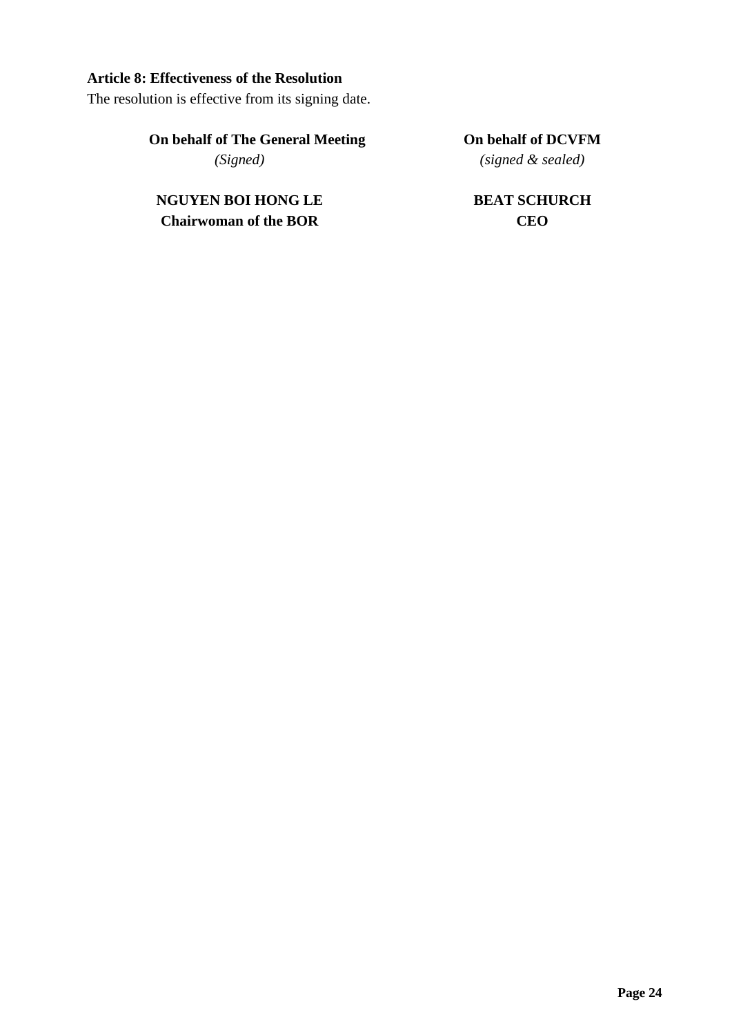**Article 8: Effectiveness of the Resolution**

The resolution is effective from its signing date.

| | |
|---|---|
| **On behalf of The General Meeting** | **On behalf of DCVFM** |
| *(Signed)* | *(signed & sealed)* |
| **NGUYEN BOI HONG LE** | **BEAT SCHURCH** |
| **Chairwoman of the BOR** | **CEO** |